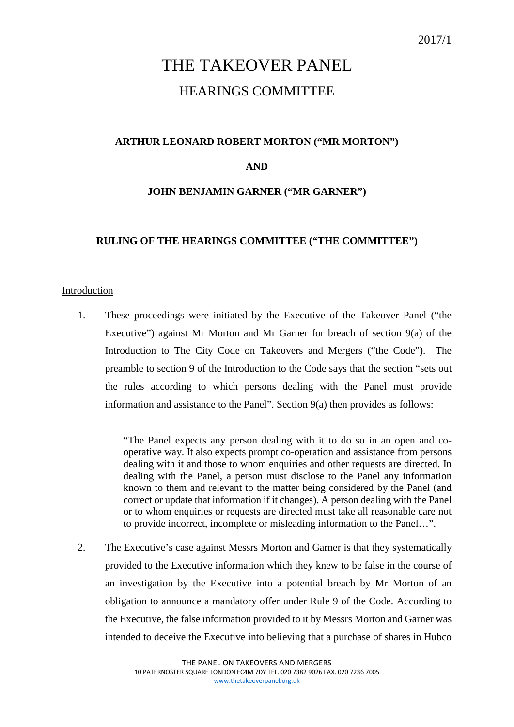2017/1

# THE TAKEOVER PANEL

## HEARINGS COMMITTEE

**ARTHUR LEONARD ROBERT MORTON ("MR MORTON")**

**AND**

**JOHN BENJAMIN GARNER ("MR GARNER")**

**RULING OF THE HEARINGS COMMITTEE ("THE COMMITTEE")**

Introduction

1. These proceedings were initiated by the Executive of the Takeover Panel ("the Executive") against Mr Morton and Mr Garner for breach of section 9(a) of the Introduction to The City Code on Takeovers and Mergers ("the Code"). The preamble to section 9 of the Introduction to the Code says that the section "sets out the rules according to which persons dealing with the Panel must provide information and assistance to the Panel". Section 9(a) then provides as follows:

   > "The Panel expects any person dealing with it to do so in an open and co-operative way. It also expects prompt co-operation and assistance from persons dealing with it and those to whom enquiries and other requests are directed. In dealing with the Panel, a person must disclose to the Panel any information known to them and relevant to the matter being considered by the Panel (and correct or update that information if it changes). A person dealing with the Panel or to whom enquiries or requests are directed must take all reasonable care not to provide incorrect, incomplete or misleading information to the Panel…".

2. The Executive's case against Messrs Morton and Garner is that they systematically provided to the Executive information which they knew to be false in the course of an investigation by the Executive into a potential breach by Mr Morton of an obligation to announce a mandatory offer under Rule 9 of the Code. According to the Executive, the false information provided to it by Messrs Morton and Garner was intended to deceive the Executive into believing that a purchase of shares in Hubco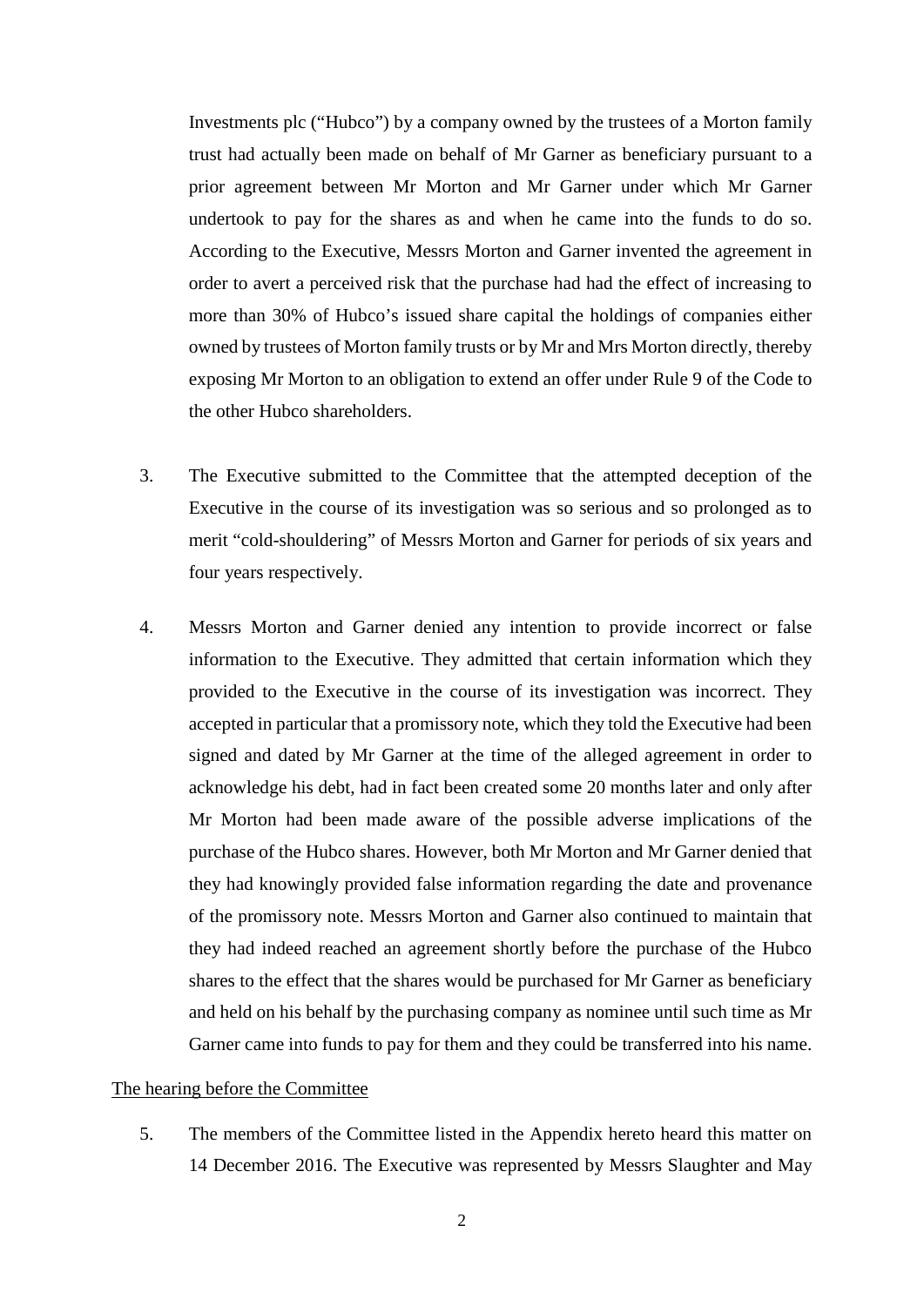Investments plc ("Hubco") by a company owned by the trustees of a Morton family trust had actually been made on behalf of Mr Garner as beneficiary pursuant to a prior agreement between Mr Morton and Mr Garner under which Mr Garner undertook to pay for the shares as and when he came into the funds to do so. According to the Executive, Messrs Morton and Garner invented the agreement in order to avert a perceived risk that the purchase had had the effect of increasing to more than 30% of Hubco's issued share capital the holdings of companies either owned by trustees of Morton family trusts or by Mr and Mrs Morton directly, thereby exposing Mr Morton to an obligation to extend an offer under Rule 9 of the Code to the other Hubco shareholders.

3. The Executive submitted to the Committee that the attempted deception of the Executive in the course of its investigation was so serious and so prolonged as to merit "cold-shouldering" of Messrs Morton and Garner for periods of six years and four years respectively.

4. Messrs Morton and Garner denied any intention to provide incorrect or false information to the Executive. They admitted that certain information which they provided to the Executive in the course of its investigation was incorrect. They accepted in particular that a promissory note, which they told the Executive had been signed and dated by Mr Garner at the time of the alleged agreement in order to acknowledge his debt, had in fact been created some 20 months later and only after Mr Morton had been made aware of the possible adverse implications of the purchase of the Hubco shares. However, both Mr Morton and Mr Garner denied that they had knowingly provided false information regarding the date and provenance of the promissory note. Messrs Morton and Garner also continued to maintain that they had indeed reached an agreement shortly before the purchase of the Hubco shares to the effect that the shares would be purchased for Mr Garner as beneficiary and held on his behalf by the purchasing company as nominee until such time as Mr Garner came into funds to pay for them and they could be transferred into his name.

## The hearing before the Committee

5. The members of the Committee listed in the Appendix hereto heard this matter on 14 December 2016. The Executive was represented by Messrs Slaughter and May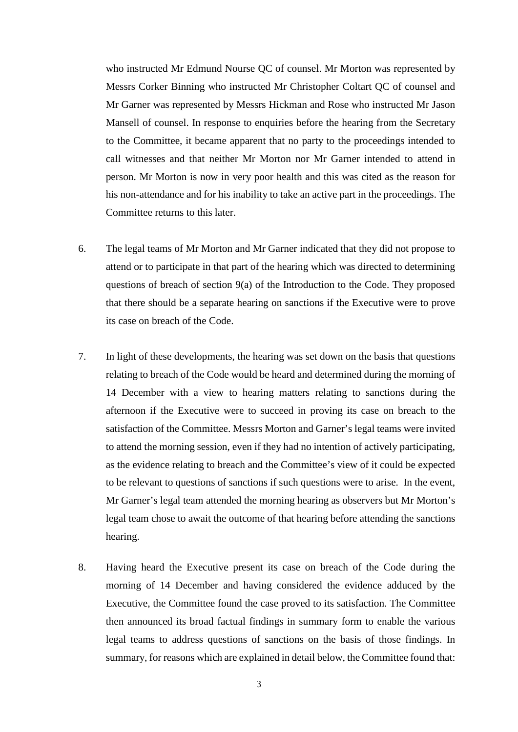who instructed Mr Edmund Nourse QC of counsel. Mr Morton was represented by Messrs Corker Binning who instructed Mr Christopher Coltart QC of counsel and Mr Garner was represented by Messrs Hickman and Rose who instructed Mr Jason Mansell of counsel. In response to enquiries before the hearing from the Secretary to the Committee, it became apparent that no party to the proceedings intended to call witnesses and that neither Mr Morton nor Mr Garner intended to attend in person. Mr Morton is now in very poor health and this was cited as the reason for his non-attendance and for his inability to take an active part in the proceedings. The Committee returns to this later.

6. The legal teams of Mr Morton and Mr Garner indicated that they did not propose to attend or to participate in that part of the hearing which was directed to determining questions of breach of section 9(a) of the Introduction to the Code. They proposed that there should be a separate hearing on sanctions if the Executive were to prove its case on breach of the Code.

7. In light of these developments, the hearing was set down on the basis that questions relating to breach of the Code would be heard and determined during the morning of 14 December with a view to hearing matters relating to sanctions during the afternoon if the Executive were to succeed in proving its case on breach to the satisfaction of the Committee. Messrs Morton and Garner's legal teams were invited to attend the morning session, even if they had no intention of actively participating, as the evidence relating to breach and the Committee's view of it could be expected to be relevant to questions of sanctions if such questions were to arise. In the event, Mr Garner's legal team attended the morning hearing as observers but Mr Morton's legal team chose to await the outcome of that hearing before attending the sanctions hearing.

8. Having heard the Executive present its case on breach of the Code during the morning of 14 December and having considered the evidence adduced by the Executive, the Committee found the case proved to its satisfaction. The Committee then announced its broad factual findings in summary form to enable the various legal teams to address questions of sanctions on the basis of those findings. In summary, for reasons which are explained in detail below, the Committee found that: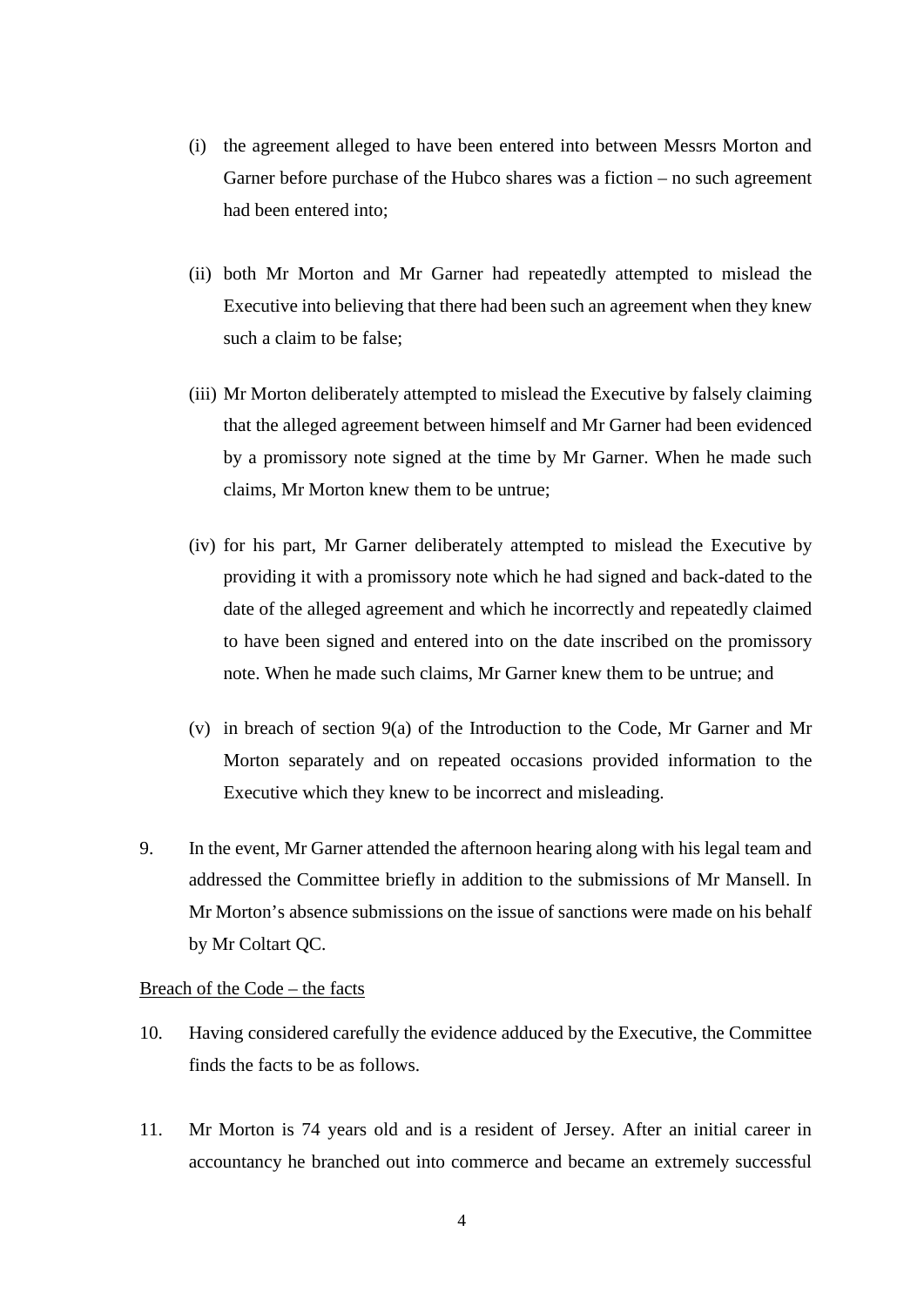(i) the agreement alleged to have been entered into between Messrs Morton and Garner before purchase of the Hubco shares was a fiction – no such agreement had been entered into;

(ii) both Mr Morton and Mr Garner had repeatedly attempted to mislead the Executive into believing that there had been such an agreement when they knew such a claim to be false;

(iii) Mr Morton deliberately attempted to mislead the Executive by falsely claiming that the alleged agreement between himself and Mr Garner had been evidenced by a promissory note signed at the time by Mr Garner. When he made such claims, Mr Morton knew them to be untrue;

(iv) for his part, Mr Garner deliberately attempted to mislead the Executive by providing it with a promissory note which he had signed and back-dated to the date of the alleged agreement and which he incorrectly and repeatedly claimed to have been signed and entered into on the date inscribed on the promissory note. When he made such claims, Mr Garner knew them to be untrue; and

(v) in breach of section 9(a) of the Introduction to the Code, Mr Garner and Mr Morton separately and on repeated occasions provided information to the Executive which they knew to be incorrect and misleading.

9. In the event, Mr Garner attended the afternoon hearing along with his legal team and addressed the Committee briefly in addition to the submissions of Mr Mansell. In Mr Morton's absence submissions on the issue of sanctions were made on his behalf by Mr Coltart QC.

<u>Breach of the Code – the facts</u>

10. Having considered carefully the evidence adduced by the Executive, the Committee finds the facts to be as follows.

11. Mr Morton is 74 years old and is a resident of Jersey. After an initial career in accountancy he branched out into commerce and became an extremely successful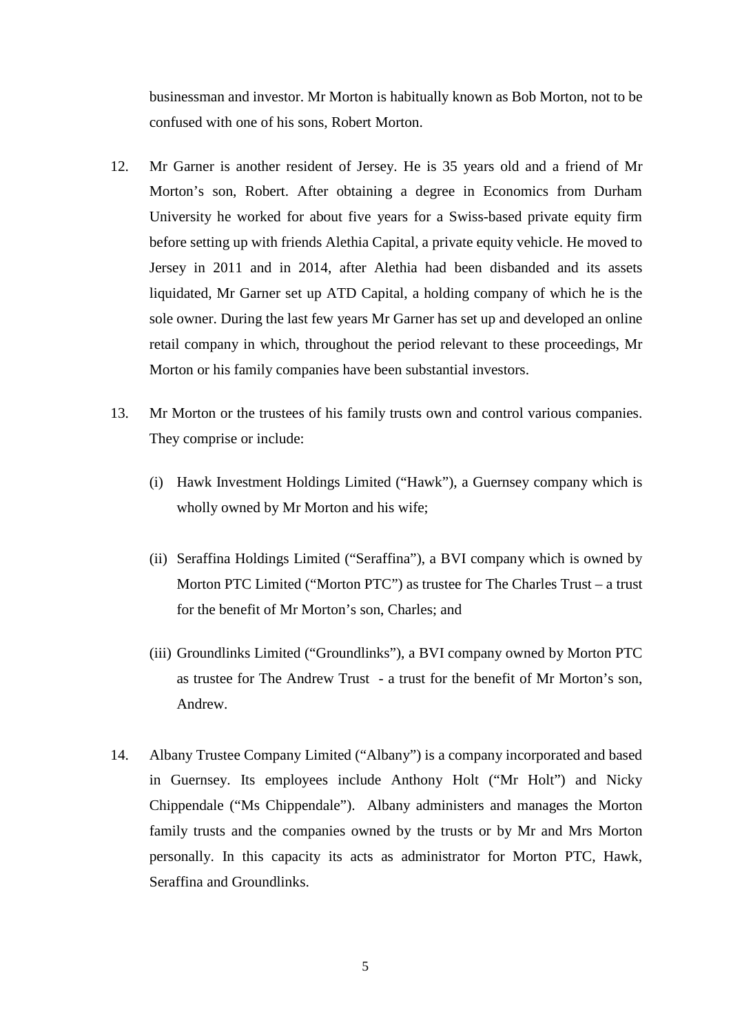businessman and investor. Mr Morton is habitually known as Bob Morton, not to be confused with one of his sons, Robert Morton.

12. Mr Garner is another resident of Jersey. He is 35 years old and a friend of Mr Morton's son, Robert. After obtaining a degree in Economics from Durham University he worked for about five years for a Swiss-based private equity firm before setting up with friends Alethia Capital, a private equity vehicle. He moved to Jersey in 2011 and in 2014, after Alethia had been disbanded and its assets liquidated, Mr Garner set up ATD Capital, a holding company of which he is the sole owner. During the last few years Mr Garner has set up and developed an online retail company in which, throughout the period relevant to these proceedings, Mr Morton or his family companies have been substantial investors.

13. Mr Morton or the trustees of his family trusts own and control various companies. They comprise or include:

    (i) Hawk Investment Holdings Limited ("Hawk"), a Guernsey company which is wholly owned by Mr Morton and his wife;

    (ii) Seraffina Holdings Limited ("Seraffina"), a BVI company which is owned by Morton PTC Limited ("Morton PTC") as trustee for The Charles Trust – a trust for the benefit of Mr Morton's son, Charles; and

    (iii) Groundlinks Limited ("Groundlinks"), a BVI company owned by Morton PTC as trustee for The Andrew Trust - a trust for the benefit of Mr Morton's son, Andrew.

14. Albany Trustee Company Limited ("Albany") is a company incorporated and based in Guernsey. Its employees include Anthony Holt ("Mr Holt") and Nicky Chippendale ("Ms Chippendale"). Albany administers and manages the Morton family trusts and the companies owned by the trusts or by Mr and Mrs Morton personally. In this capacity its acts as administrator for Morton PTC, Hawk, Seraffina and Groundlinks.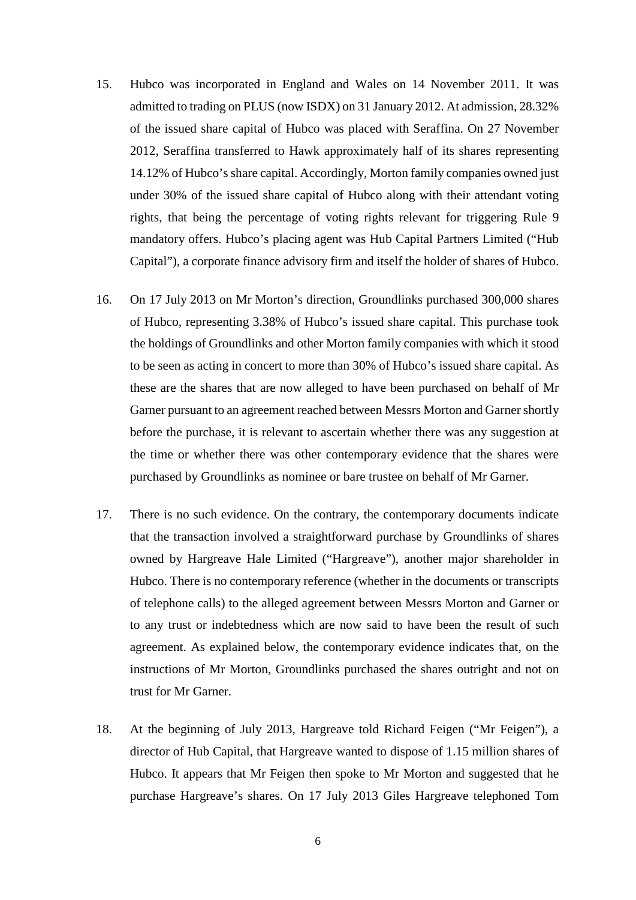15. Hubco was incorporated in England and Wales on 14 November 2011. It was admitted to trading on PLUS (now ISDX) on 31 January 2012. At admission, 28.32% of the issued share capital of Hubco was placed with Seraffina. On 27 November 2012, Seraffina transferred to Hawk approximately half of its shares representing 14.12% of Hubco's share capital. Accordingly, Morton family companies owned just under 30% of the issued share capital of Hubco along with their attendant voting rights, that being the percentage of voting rights relevant for triggering Rule 9 mandatory offers. Hubco's placing agent was Hub Capital Partners Limited ("Hub Capital"), a corporate finance advisory firm and itself the holder of shares of Hubco.

16. On 17 July 2013 on Mr Morton's direction, Groundlinks purchased 300,000 shares of Hubco, representing 3.38% of Hubco's issued share capital. This purchase took the holdings of Groundlinks and other Morton family companies with which it stood to be seen as acting in concert to more than 30% of Hubco's issued share capital. As these are the shares that are now alleged to have been purchased on behalf of Mr Garner pursuant to an agreement reached between Messrs Morton and Garner shortly before the purchase, it is relevant to ascertain whether there was any suggestion at the time or whether there was other contemporary evidence that the shares were purchased by Groundlinks as nominee or bare trustee on behalf of Mr Garner.

17. There is no such evidence. On the contrary, the contemporary documents indicate that the transaction involved a straightforward purchase by Groundlinks of shares owned by Hargreave Hale Limited ("Hargreave"), another major shareholder in Hubco. There is no contemporary reference (whether in the documents or transcripts of telephone calls) to the alleged agreement between Messrs Morton and Garner or to any trust or indebtedness which are now said to have been the result of such agreement. As explained below, the contemporary evidence indicates that, on the instructions of Mr Morton, Groundlinks purchased the shares outright and not on trust for Mr Garner.

18. At the beginning of July 2013, Hargreave told Richard Feigen ("Mr Feigen"), a director of Hub Capital, that Hargreave wanted to dispose of 1.15 million shares of Hubco. It appears that Mr Feigen then spoke to Mr Morton and suggested that he purchase Hargreave's shares. On 17 July 2013 Giles Hargreave telephoned Tom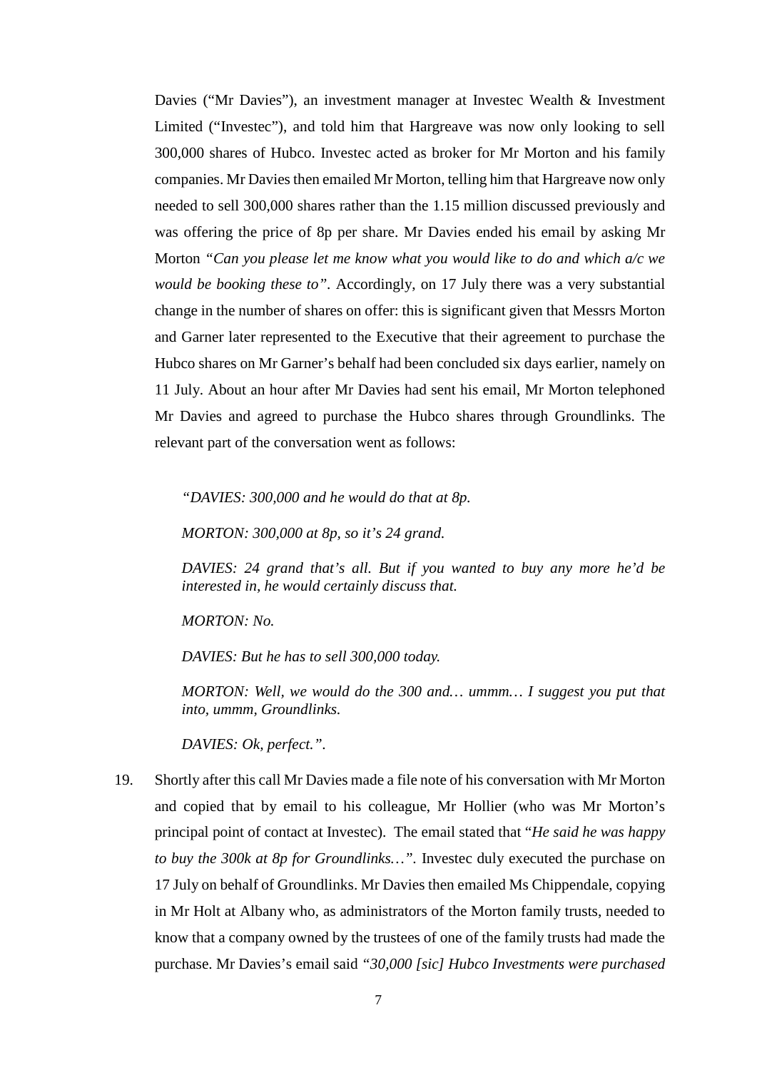Davies ("Mr Davies"), an investment manager at Investec Wealth & Investment Limited ("Investec"), and told him that Hargreave was now only looking to sell 300,000 shares of Hubco. Investec acted as broker for Mr Morton and his family companies. Mr Davies then emailed Mr Morton, telling him that Hargreave now only needed to sell 300,000 shares rather than the 1.15 million discussed previously and was offering the price of 8p per share. Mr Davies ended his email by asking Mr Morton *"Can you please let me know what you would like to do and which a/c we would be booking these to"*. Accordingly, on 17 July there was a very substantial change in the number of shares on offer: this is significant given that Messrs Morton and Garner later represented to the Executive that their agreement to purchase the Hubco shares on Mr Garner's behalf had been concluded six days earlier, namely on 11 July. About an hour after Mr Davies had sent his email, Mr Morton telephoned Mr Davies and agreed to purchase the Hubco shares through Groundlinks. The relevant part of the conversation went as follows:

> *"DAVIES: 300,000 and he would do that at 8p.*
>
> *MORTON: 300,000 at 8p, so it's 24 grand.*
>
> *DAVIES: 24 grand that's all. But if you wanted to buy any more he'd be interested in, he would certainly discuss that.*
>
> *MORTON: No.*
>
> *DAVIES: But he has to sell 300,000 today.*
>
> *MORTON: Well, we would do the 300 and… ummm… I suggest you put that into, ummm, Groundlinks.*
>
> *DAVIES: Ok, perfect."*.

19. Shortly after this call Mr Davies made a file note of his conversation with Mr Morton and copied that by email to his colleague, Mr Hollier (who was Mr Morton's principal point of contact at Investec). The email stated that "*He said he was happy to buy the 300k at 8p for Groundlinks…"*. Investec duly executed the purchase on 17 July on behalf of Groundlinks. Mr Davies then emailed Ms Chippendale, copying in Mr Holt at Albany who, as administrators of the Morton family trusts, needed to know that a company owned by the trustees of one of the family trusts had made the purchase. Mr Davies's email said *"30,000 [sic] Hubco Investments were purchased*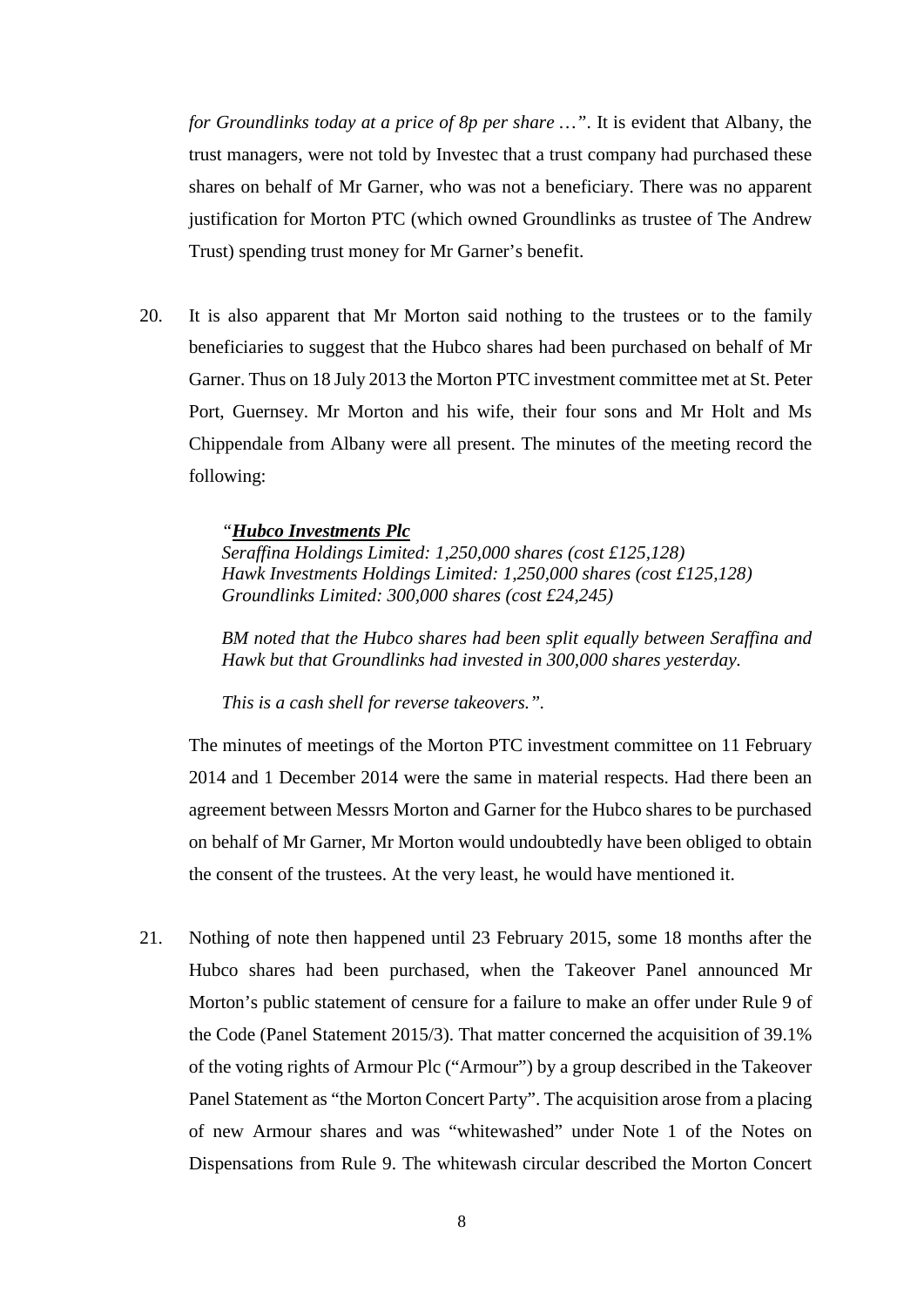*for Groundlinks today at a price of 8p per share …"*. It is evident that Albany, the trust managers, were not told by Investec that a trust company had purchased these shares on behalf of Mr Garner, who was not a beneficiary. There was no apparent justification for Morton PTC (which owned Groundlinks as trustee of The Andrew Trust) spending trust money for Mr Garner's benefit.

20. It is also apparent that Mr Morton said nothing to the trustees or to the family beneficiaries to suggest that the Hubco shares had been purchased on behalf of Mr Garner. Thus on 18 July 2013 the Morton PTC investment committee met at St. Peter Port, Guernsey. Mr Morton and his wife, their four sons and Mr Holt and Ms Chippendale from Albany were all present. The minutes of the meeting record the following:

    *"**Hubco Investments Plc***
    *Seraffina Holdings Limited: 1,250,000 shares (cost £125,128)*
    *Hawk Investments Holdings Limited: 1,250,000 shares (cost £125,128)*
    *Groundlinks Limited: 300,000 shares (cost £24,245)*

    *BM noted that the Hubco shares had been split equally between Seraffina and Hawk but that Groundlinks had invested in 300,000 shares yesterday.*

    *This is a cash shell for reverse takeovers.".*

    The minutes of meetings of the Morton PTC investment committee on 11 February 2014 and 1 December 2014 were the same in material respects. Had there been an agreement between Messrs Morton and Garner for the Hubco shares to be purchased on behalf of Mr Garner, Mr Morton would undoubtedly have been obliged to obtain the consent of the trustees. At the very least, he would have mentioned it.

21. Nothing of note then happened until 23 February 2015, some 18 months after the Hubco shares had been purchased, when the Takeover Panel announced Mr Morton's public statement of censure for a failure to make an offer under Rule 9 of the Code (Panel Statement 2015/3). That matter concerned the acquisition of 39.1% of the voting rights of Armour Plc ("Armour") by a group described in the Takeover Panel Statement as "the Morton Concert Party". The acquisition arose from a placing of new Armour shares and was "whitewashed" under Note 1 of the Notes on Dispensations from Rule 9. The whitewash circular described the Morton Concert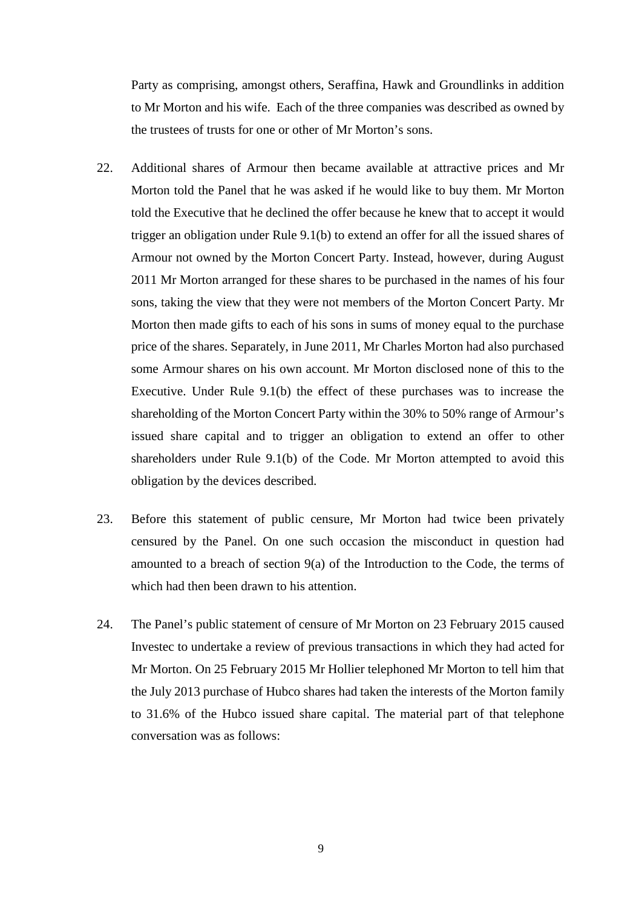Party as comprising, amongst others, Seraffina, Hawk and Groundlinks in addition to Mr Morton and his wife. Each of the three companies was described as owned by the trustees of trusts for one or other of Mr Morton's sons.

22. Additional shares of Armour then became available at attractive prices and Mr Morton told the Panel that he was asked if he would like to buy them. Mr Morton told the Executive that he declined the offer because he knew that to accept it would trigger an obligation under Rule 9.1(b) to extend an offer for all the issued shares of Armour not owned by the Morton Concert Party. Instead, however, during August 2011 Mr Morton arranged for these shares to be purchased in the names of his four sons, taking the view that they were not members of the Morton Concert Party. Mr Morton then made gifts to each of his sons in sums of money equal to the purchase price of the shares. Separately, in June 2011, Mr Charles Morton had also purchased some Armour shares on his own account. Mr Morton disclosed none of this to the Executive. Under Rule 9.1(b) the effect of these purchases was to increase the shareholding of the Morton Concert Party within the 30% to 50% range of Armour's issued share capital and to trigger an obligation to extend an offer to other shareholders under Rule 9.1(b) of the Code. Mr Morton attempted to avoid this obligation by the devices described.

23. Before this statement of public censure, Mr Morton had twice been privately censured by the Panel. On one such occasion the misconduct in question had amounted to a breach of section 9(a) of the Introduction to the Code, the terms of which had then been drawn to his attention.

24. The Panel's public statement of censure of Mr Morton on 23 February 2015 caused Investec to undertake a review of previous transactions in which they had acted for Mr Morton. On 25 February 2015 Mr Hollier telephoned Mr Morton to tell him that the July 2013 purchase of Hubco shares had taken the interests of the Morton family to 31.6% of the Hubco issued share capital. The material part of that telephone conversation was as follows: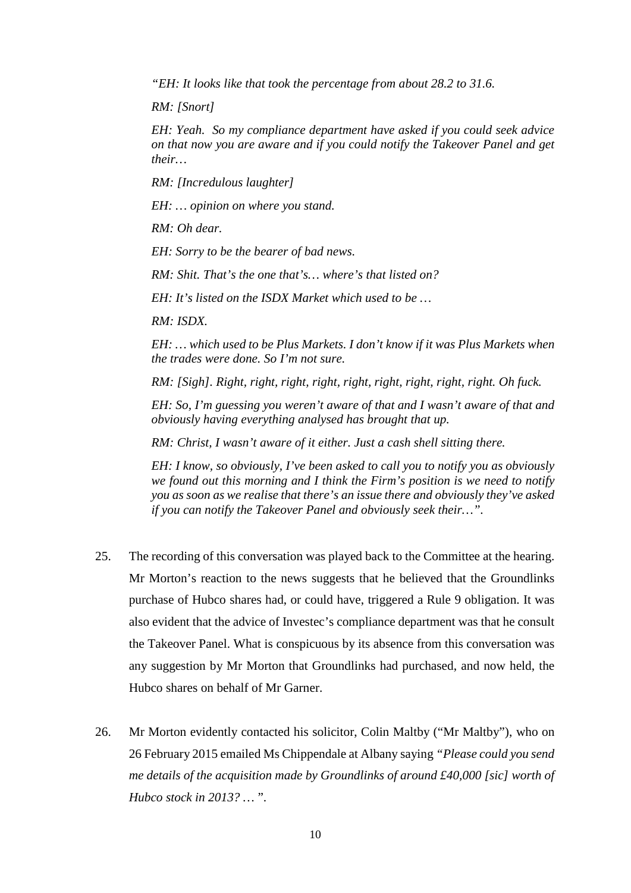> *"EH: It looks like that took the percentage from about 28.2 to 31.6.*
>
> *RM: [Snort]*
>
> *EH: Yeah. So my compliance department have asked if you could seek advice on that now you are aware and if you could notify the Takeover Panel and get their…*
>
> *RM: [Incredulous laughter]*
>
> *EH: … opinion on where you stand.*
>
> *RM: Oh dear.*
>
> *EH: Sorry to be the bearer of bad news.*
>
> *RM: Shit. That's the one that's… where's that listed on?*
>
> *EH: It's listed on the ISDX Market which used to be …*
>
> *RM: ISDX.*
>
> *EH: … which used to be Plus Markets. I don't know if it was Plus Markets when the trades were done. So I'm not sure.*
>
> *RM: [Sigh]. Right, right, right, right, right, right, right, right, right. Oh fuck.*
>
> *EH: So, I'm guessing you weren't aware of that and I wasn't aware of that and obviously having everything analysed has brought that up.*
>
> *RM: Christ, I wasn't aware of it either. Just a cash shell sitting there.*
>
> *EH: I know, so obviously, I've been asked to call you to notify you as obviously we found out this morning and I think the Firm's position is we need to notify you as soon as we realise that there's an issue there and obviously they've asked if you can notify the Takeover Panel and obviously seek their…"*.

25. The recording of this conversation was played back to the Committee at the hearing. Mr Morton's reaction to the news suggests that he believed that the Groundlinks purchase of Hubco shares had, or could have, triggered a Rule 9 obligation. It was also evident that the advice of Investec's compliance department was that he consult the Takeover Panel. What is conspicuous by its absence from this conversation was any suggestion by Mr Morton that Groundlinks had purchased, and now held, the Hubco shares on behalf of Mr Garner.

26. Mr Morton evidently contacted his solicitor, Colin Maltby ("Mr Maltby"), who on 26 February 2015 emailed Ms Chippendale at Albany saying *"Please could you send me details of the acquisition made by Groundlinks of around £40,000 [sic] worth of Hubco stock in 2013? … "*.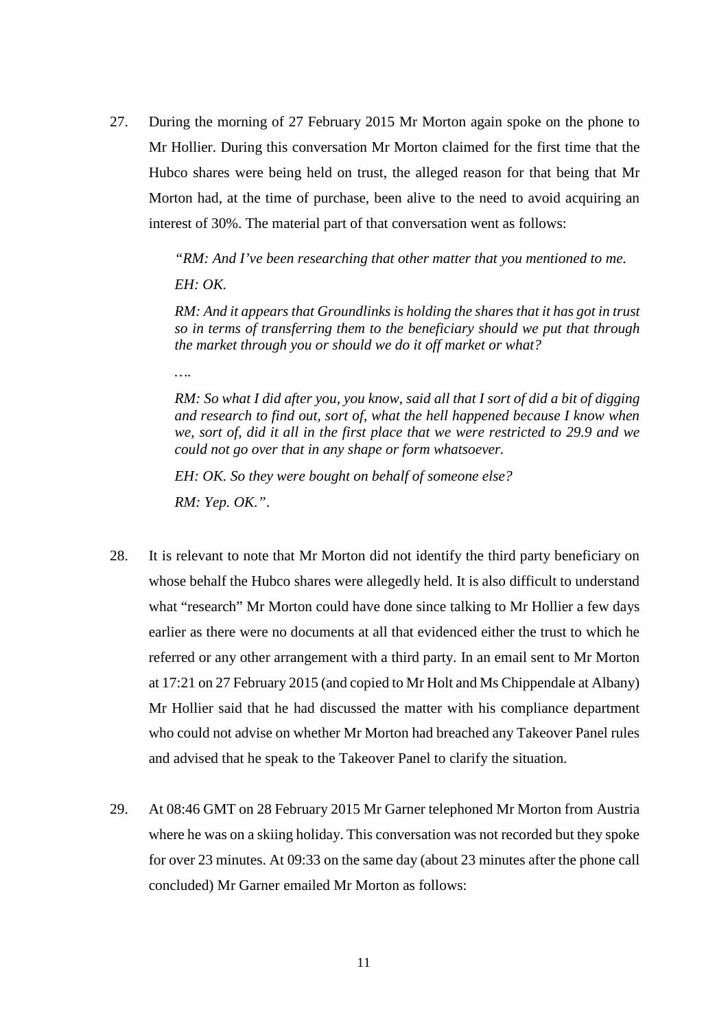27. During the morning of 27 February 2015 Mr Morton again spoke on the phone to Mr Hollier. During this conversation Mr Morton claimed for the first time that the Hubco shares were being held on trust, the alleged reason for that being that Mr Morton had, at the time of purchase, been alive to the need to avoid acquiring an interest of 30%. The material part of that conversation went as follows:

   > *"RM: And I've been researching that other matter that you mentioned to me.*
   >
   > *EH: OK.*
   >
   > *RM: And it appears that Groundlinks is holding the shares that it has got in trust so in terms of transferring them to the beneficiary should we put that through the market through you or should we do it off market or what?*
   >
   > *….*
   >
   > *RM: So what I did after you, you know, said all that I sort of did a bit of digging and research to find out, sort of, what the hell happened because I know when we, sort of, did it all in the first place that we were restricted to 29.9 and we could not go over that in any shape or form whatsoever.*
   >
   > *EH: OK. So they were bought on behalf of someone else?*
   >
   > *RM: Yep. OK."*.

28. It is relevant to note that Mr Morton did not identify the third party beneficiary on whose behalf the Hubco shares were allegedly held. It is also difficult to understand what "research" Mr Morton could have done since talking to Mr Hollier a few days earlier as there were no documents at all that evidenced either the trust to which he referred or any other arrangement with a third party. In an email sent to Mr Morton at 17:21 on 27 February 2015 (and copied to Mr Holt and Ms Chippendale at Albany) Mr Hollier said that he had discussed the matter with his compliance department who could not advise on whether Mr Morton had breached any Takeover Panel rules and advised that he speak to the Takeover Panel to clarify the situation.

29. At 08:46 GMT on 28 February 2015 Mr Garner telephoned Mr Morton from Austria where he was on a skiing holiday. This conversation was not recorded but they spoke for over 23 minutes. At 09:33 on the same day (about 23 minutes after the phone call concluded) Mr Garner emailed Mr Morton as follows: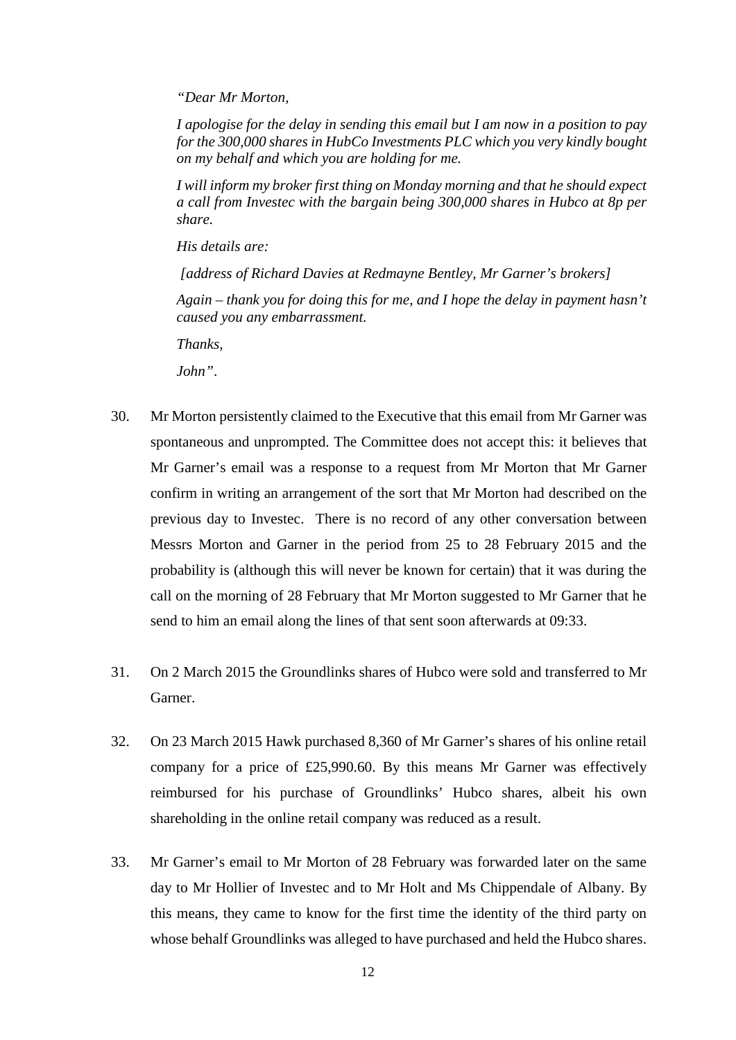> *"Dear Mr Morton,*
>
> *I apologise for the delay in sending this email but I am now in a position to pay for the 300,000 shares in HubCo Investments PLC which you very kindly bought on my behalf and which you are holding for me.*
>
> *I will inform my broker first thing on Monday morning and that he should expect a call from Investec with the bargain being 300,000 shares in Hubco at 8p per share.*
>
> *His details are:*
>
> *[address of Richard Davies at Redmayne Bentley, Mr Garner's brokers]*
>
> *Again – thank you for doing this for me, and I hope the delay in payment hasn't caused you any embarrassment.*
>
> *Thanks,*
>
> *John"*.

30. Mr Morton persistently claimed to the Executive that this email from Mr Garner was spontaneous and unprompted. The Committee does not accept this: it believes that Mr Garner's email was a response to a request from Mr Morton that Mr Garner confirm in writing an arrangement of the sort that Mr Morton had described on the previous day to Investec. There is no record of any other conversation between Messrs Morton and Garner in the period from 25 to 28 February 2015 and the probability is (although this will never be known for certain) that it was during the call on the morning of 28 February that Mr Morton suggested to Mr Garner that he send to him an email along the lines of that sent soon afterwards at 09:33.

31. On 2 March 2015 the Groundlinks shares of Hubco were sold and transferred to Mr Garner.

32. On 23 March 2015 Hawk purchased 8,360 of Mr Garner's shares of his online retail company for a price of £25,990.60. By this means Mr Garner was effectively reimbursed for his purchase of Groundlinks' Hubco shares, albeit his own shareholding in the online retail company was reduced as a result.

33. Mr Garner's email to Mr Morton of 28 February was forwarded later on the same day to Mr Hollier of Investec and to Mr Holt and Ms Chippendale of Albany. By this means, they came to know for the first time the identity of the third party on whose behalf Groundlinks was alleged to have purchased and held the Hubco shares.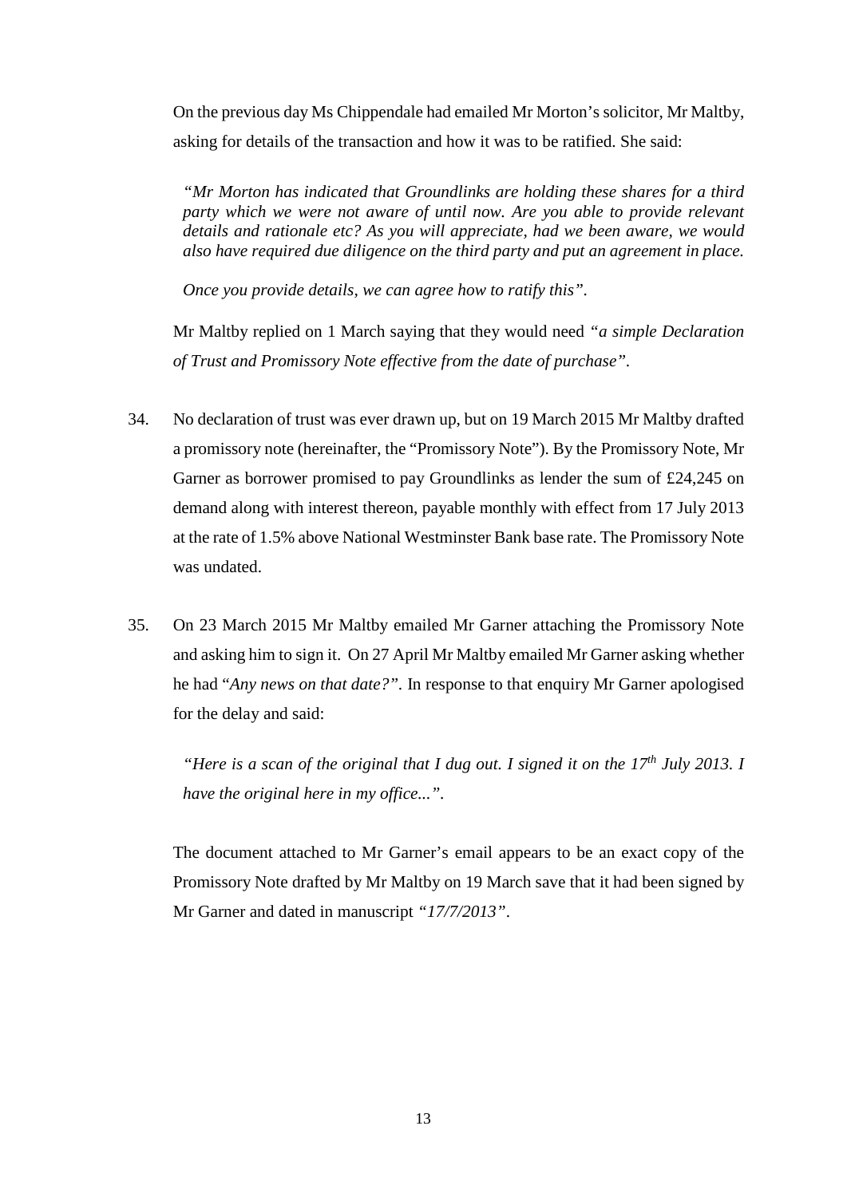On the previous day Ms Chippendale had emailed Mr Morton's solicitor, Mr Maltby, asking for details of the transaction and how it was to be ratified. She said:

> *"Mr Morton has indicated that Groundlinks are holding these shares for a third party which we were not aware of until now. Are you able to provide relevant details and rationale etc? As you will appreciate, had we been aware, we would also have required due diligence on the third party and put an agreement in place.*
>
> *Once you provide details, we can agree how to ratify this"*.

Mr Maltby replied on 1 March saying that they would need *"a simple Declaration of Trust and Promissory Note effective from the date of purchase"*.

34. No declaration of trust was ever drawn up, but on 19 March 2015 Mr Maltby drafted a promissory note (hereinafter, the "Promissory Note"). By the Promissory Note, Mr Garner as borrower promised to pay Groundlinks as lender the sum of £24,245 on demand along with interest thereon, payable monthly with effect from 17 July 2013 at the rate of 1.5% above National Westminster Bank base rate. The Promissory Note was undated.

35. On 23 March 2015 Mr Maltby emailed Mr Garner attaching the Promissory Note and asking him to sign it. On 27 April Mr Maltby emailed Mr Garner asking whether he had "*Any news on that date?"*. In response to that enquiry Mr Garner apologised for the delay and said:

> *"Here is a scan of the original that I dug out. I signed it on the 17th July 2013. I have the original here in my office..."*.

The document attached to Mr Garner's email appears to be an exact copy of the Promissory Note drafted by Mr Maltby on 19 March save that it had been signed by Mr Garner and dated in manuscript *"17/7/2013"*.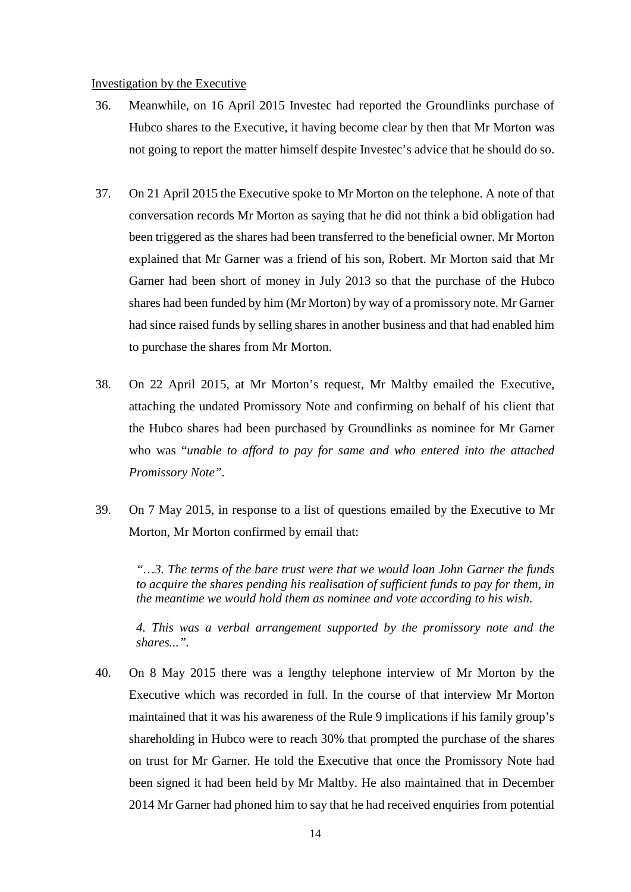Investigation by the Executive

36. Meanwhile, on 16 April 2015 Investec had reported the Groundlinks purchase of Hubco shares to the Executive, it having become clear by then that Mr Morton was not going to report the matter himself despite Investec's advice that he should do so.

37. On 21 April 2015 the Executive spoke to Mr Morton on the telephone. A note of that conversation records Mr Morton as saying that he did not think a bid obligation had been triggered as the shares had been transferred to the beneficial owner. Mr Morton explained that Mr Garner was a friend of his son, Robert. Mr Morton said that Mr Garner had been short of money in July 2013 so that the purchase of the Hubco shares had been funded by him (Mr Morton) by way of a promissory note. Mr Garner had since raised funds by selling shares in another business and that had enabled him to purchase the shares from Mr Morton.

38. On 22 April 2015, at Mr Morton's request, Mr Maltby emailed the Executive, attaching the undated Promissory Note and confirming on behalf of his client that the Hubco shares had been purchased by Groundlinks as nominee for Mr Garner who was "*unable to afford to pay for same and who entered into the attached Promissory Note"*.

39. On 7 May 2015, in response to a list of questions emailed by the Executive to Mr Morton, Mr Morton confirmed by email that:

> *"…3. The terms of the bare trust were that we would loan John Garner the funds to acquire the shares pending his realisation of sufficient funds to pay for them, in the meantime we would hold them as nominee and vote according to his wish.*
>
> *4. This was a verbal arrangement supported by the promissory note and the shares...".*

40. On 8 May 2015 there was a lengthy telephone interview of Mr Morton by the Executive which was recorded in full. In the course of that interview Mr Morton maintained that it was his awareness of the Rule 9 implications if his family group's shareholding in Hubco were to reach 30% that prompted the purchase of the shares on trust for Mr Garner. He told the Executive that once the Promissory Note had been signed it had been held by Mr Maltby. He also maintained that in December 2014 Mr Garner had phoned him to say that he had received enquiries from potential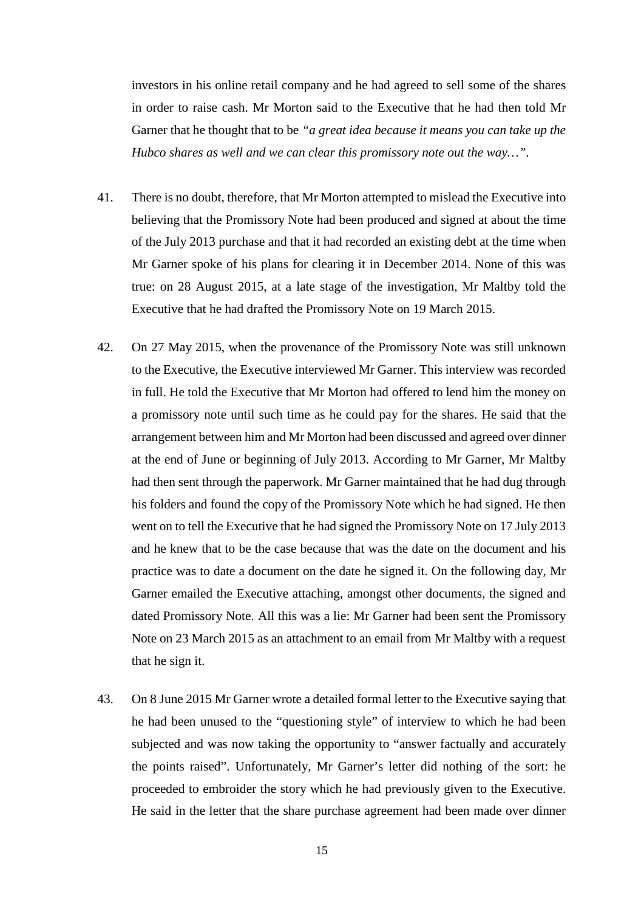investors in his online retail company and he had agreed to sell some of the shares in order to raise cash. Mr Morton said to the Executive that he had then told Mr Garner that he thought that to be *"a great idea because it means you can take up the Hubco shares as well and we can clear this promissory note out the way…"*.

41. There is no doubt, therefore, that Mr Morton attempted to mislead the Executive into believing that the Promissory Note had been produced and signed at about the time of the July 2013 purchase and that it had recorded an existing debt at the time when Mr Garner spoke of his plans for clearing it in December 2014. None of this was true: on 28 August 2015, at a late stage of the investigation, Mr Maltby told the Executive that he had drafted the Promissory Note on 19 March 2015.

42. On 27 May 2015, when the provenance of the Promissory Note was still unknown to the Executive, the Executive interviewed Mr Garner. This interview was recorded in full. He told the Executive that Mr Morton had offered to lend him the money on a promissory note until such time as he could pay for the shares. He said that the arrangement between him and Mr Morton had been discussed and agreed over dinner at the end of June or beginning of July 2013. According to Mr Garner, Mr Maltby had then sent through the paperwork. Mr Garner maintained that he had dug through his folders and found the copy of the Promissory Note which he had signed. He then went on to tell the Executive that he had signed the Promissory Note on 17 July 2013 and he knew that to be the case because that was the date on the document and his practice was to date a document on the date he signed it. On the following day, Mr Garner emailed the Executive attaching, amongst other documents, the signed and dated Promissory Note. All this was a lie: Mr Garner had been sent the Promissory Note on 23 March 2015 as an attachment to an email from Mr Maltby with a request that he sign it.

43. On 8 June 2015 Mr Garner wrote a detailed formal letter to the Executive saying that he had been unused to the "questioning style" of interview to which he had been subjected and was now taking the opportunity to "answer factually and accurately the points raised". Unfortunately, Mr Garner's letter did nothing of the sort: he proceeded to embroider the story which he had previously given to the Executive. He said in the letter that the share purchase agreement had been made over dinner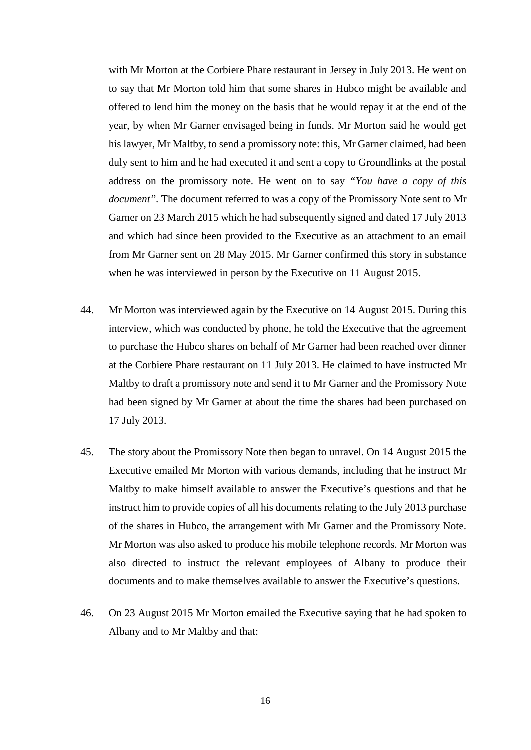with Mr Morton at the Corbiere Phare restaurant in Jersey in July 2013. He went on to say that Mr Morton told him that some shares in Hubco might be available and offered to lend him the money on the basis that he would repay it at the end of the year, by when Mr Garner envisaged being in funds. Mr Morton said he would get his lawyer, Mr Maltby, to send a promissory note: this, Mr Garner claimed, had been duly sent to him and he had executed it and sent a copy to Groundlinks at the postal address on the promissory note. He went on to say *"You have a copy of this document"*. The document referred to was a copy of the Promissory Note sent to Mr Garner on 23 March 2015 which he had subsequently signed and dated 17 July 2013 and which had since been provided to the Executive as an attachment to an email from Mr Garner sent on 28 May 2015. Mr Garner confirmed this story in substance when he was interviewed in person by the Executive on 11 August 2015.

44. Mr Morton was interviewed again by the Executive on 14 August 2015. During this interview, which was conducted by phone, he told the Executive that the agreement to purchase the Hubco shares on behalf of Mr Garner had been reached over dinner at the Corbiere Phare restaurant on 11 July 2013. He claimed to have instructed Mr Maltby to draft a promissory note and send it to Mr Garner and the Promissory Note had been signed by Mr Garner at about the time the shares had been purchased on 17 July 2013.

45. The story about the Promissory Note then began to unravel. On 14 August 2015 the Executive emailed Mr Morton with various demands, including that he instruct Mr Maltby to make himself available to answer the Executive's questions and that he instruct him to provide copies of all his documents relating to the July 2013 purchase of the shares in Hubco, the arrangement with Mr Garner and the Promissory Note. Mr Morton was also asked to produce his mobile telephone records. Mr Morton was also directed to instruct the relevant employees of Albany to produce their documents and to make themselves available to answer the Executive's questions.

46. On 23 August 2015 Mr Morton emailed the Executive saying that he had spoken to Albany and to Mr Maltby and that: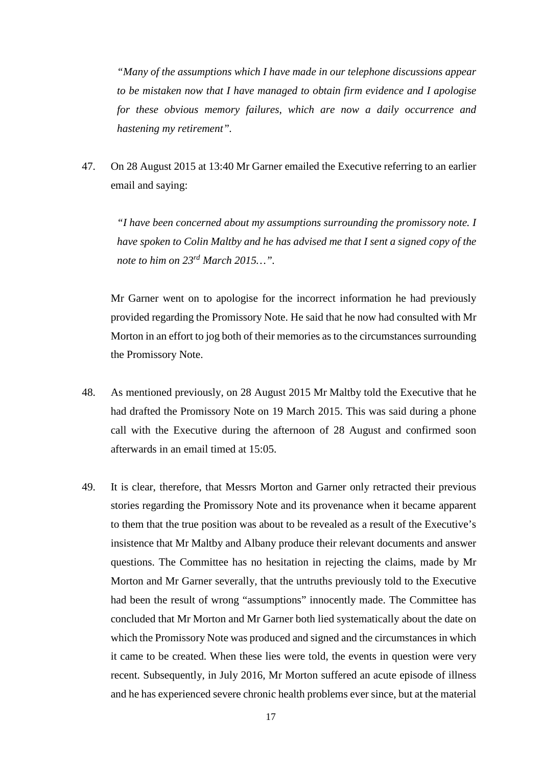*"Many of the assumptions which I have made in our telephone discussions appear to be mistaken now that I have managed to obtain firm evidence and I apologise for these obvious memory failures, which are now a daily occurrence and hastening my retirement"*.

47. On 28 August 2015 at 13:40 Mr Garner emailed the Executive referring to an earlier email and saying:

 *"I have been concerned about my assumptions surrounding the promissory note. I have spoken to Colin Maltby and he has advised me that I sent a signed copy of the note to him on 23rd March 2015…"*.

 Mr Garner went on to apologise for the incorrect information he had previously provided regarding the Promissory Note. He said that he now had consulted with Mr Morton in an effort to jog both of their memories as to the circumstances surrounding the Promissory Note.

48. As mentioned previously, on 28 August 2015 Mr Maltby told the Executive that he had drafted the Promissory Note on 19 March 2015. This was said during a phone call with the Executive during the afternoon of 28 August and confirmed soon afterwards in an email timed at 15:05.

49. It is clear, therefore, that Messrs Morton and Garner only retracted their previous stories regarding the Promissory Note and its provenance when it became apparent to them that the true position was about to be revealed as a result of the Executive's insistence that Mr Maltby and Albany produce their relevant documents and answer questions. The Committee has no hesitation in rejecting the claims, made by Mr Morton and Mr Garner severally, that the untruths previously told to the Executive had been the result of wrong "assumptions" innocently made. The Committee has concluded that Mr Morton and Mr Garner both lied systematically about the date on which the Promissory Note was produced and signed and the circumstances in which it came to be created. When these lies were told, the events in question were very recent. Subsequently, in July 2016, Mr Morton suffered an acute episode of illness and he has experienced severe chronic health problems ever since, but at the material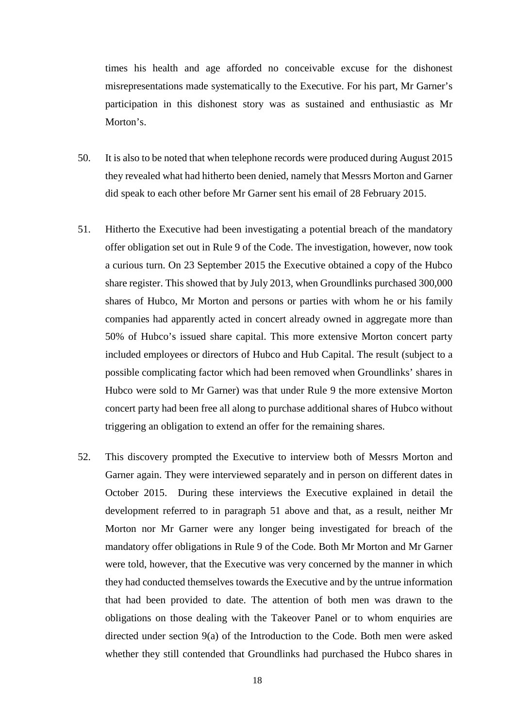times his health and age afforded no conceivable excuse for the dishonest misrepresentations made systematically to the Executive. For his part, Mr Garner's participation in this dishonest story was as sustained and enthusiastic as Mr Morton's.

50. It is also to be noted that when telephone records were produced during August 2015 they revealed what had hitherto been denied, namely that Messrs Morton and Garner did speak to each other before Mr Garner sent his email of 28 February 2015.

51. Hitherto the Executive had been investigating a potential breach of the mandatory offer obligation set out in Rule 9 of the Code. The investigation, however, now took a curious turn. On 23 September 2015 the Executive obtained a copy of the Hubco share register. This showed that by July 2013, when Groundlinks purchased 300,000 shares of Hubco, Mr Morton and persons or parties with whom he or his family companies had apparently acted in concert already owned in aggregate more than 50% of Hubco's issued share capital. This more extensive Morton concert party included employees or directors of Hubco and Hub Capital. The result (subject to a possible complicating factor which had been removed when Groundlinks' shares in Hubco were sold to Mr Garner) was that under Rule 9 the more extensive Morton concert party had been free all along to purchase additional shares of Hubco without triggering an obligation to extend an offer for the remaining shares.

52. This discovery prompted the Executive to interview both of Messrs Morton and Garner again. They were interviewed separately and in person on different dates in October 2015. During these interviews the Executive explained in detail the development referred to in paragraph 51 above and that, as a result, neither Mr Morton nor Mr Garner were any longer being investigated for breach of the mandatory offer obligations in Rule 9 of the Code. Both Mr Morton and Mr Garner were told, however, that the Executive was very concerned by the manner in which they had conducted themselves towards the Executive and by the untrue information that had been provided to date. The attention of both men was drawn to the obligations on those dealing with the Takeover Panel or to whom enquiries are directed under section 9(a) of the Introduction to the Code. Both men were asked whether they still contended that Groundlinks had purchased the Hubco shares in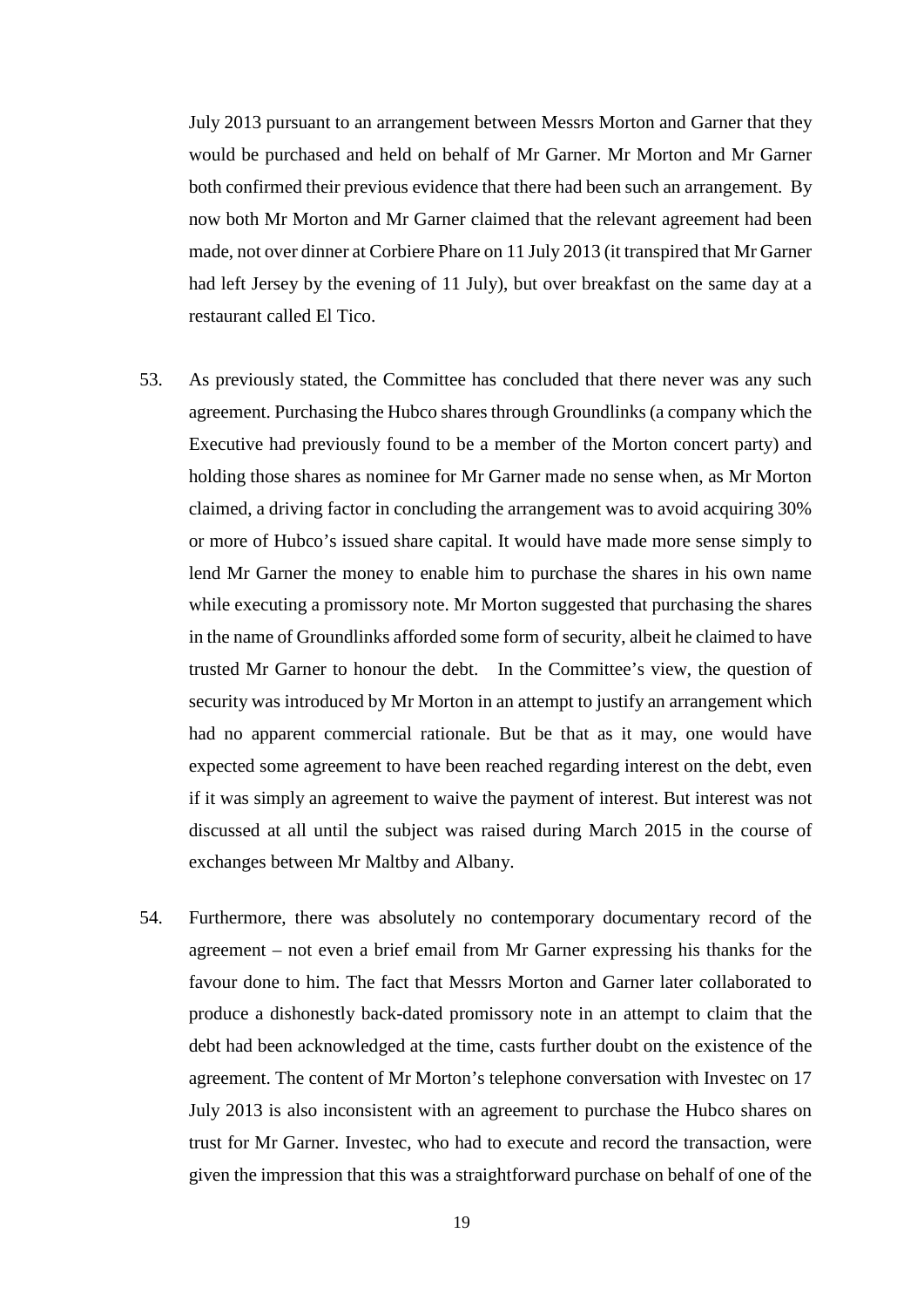July 2013 pursuant to an arrangement between Messrs Morton and Garner that they would be purchased and held on behalf of Mr Garner. Mr Morton and Mr Garner both confirmed their previous evidence that there had been such an arrangement. By now both Mr Morton and Mr Garner claimed that the relevant agreement had been made, not over dinner at Corbiere Phare on 11 July 2013 (it transpired that Mr Garner had left Jersey by the evening of 11 July), but over breakfast on the same day at a restaurant called El Tico.

53. As previously stated, the Committee has concluded that there never was any such agreement. Purchasing the Hubco shares through Groundlinks (a company which the Executive had previously found to be a member of the Morton concert party) and holding those shares as nominee for Mr Garner made no sense when, as Mr Morton claimed, a driving factor in concluding the arrangement was to avoid acquiring 30% or more of Hubco's issued share capital. It would have made more sense simply to lend Mr Garner the money to enable him to purchase the shares in his own name while executing a promissory note. Mr Morton suggested that purchasing the shares in the name of Groundlinks afforded some form of security, albeit he claimed to have trusted Mr Garner to honour the debt. In the Committee's view, the question of security was introduced by Mr Morton in an attempt to justify an arrangement which had no apparent commercial rationale. But be that as it may, one would have expected some agreement to have been reached regarding interest on the debt, even if it was simply an agreement to waive the payment of interest. But interest was not discussed at all until the subject was raised during March 2015 in the course of exchanges between Mr Maltby and Albany.

54. Furthermore, there was absolutely no contemporary documentary record of the agreement – not even a brief email from Mr Garner expressing his thanks for the favour done to him. The fact that Messrs Morton and Garner later collaborated to produce a dishonestly back-dated promissory note in an attempt to claim that the debt had been acknowledged at the time, casts further doubt on the existence of the agreement. The content of Mr Morton's telephone conversation with Investec on 17 July 2013 is also inconsistent with an agreement to purchase the Hubco shares on trust for Mr Garner. Investec, who had to execute and record the transaction, were given the impression that this was a straightforward purchase on behalf of one of the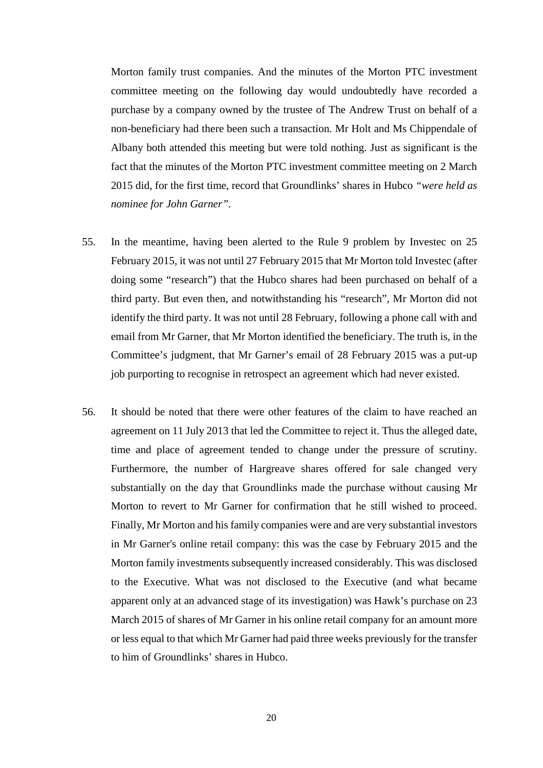Morton family trust companies. And the minutes of the Morton PTC investment committee meeting on the following day would undoubtedly have recorded a purchase by a company owned by the trustee of The Andrew Trust on behalf of a non-beneficiary had there been such a transaction. Mr Holt and Ms Chippendale of Albany both attended this meeting but were told nothing. Just as significant is the fact that the minutes of the Morton PTC investment committee meeting on 2 March 2015 did, for the first time, record that Groundlinks' shares in Hubco *"were held as nominee for John Garner"*.

55. In the meantime, having been alerted to the Rule 9 problem by Investec on 25 February 2015, it was not until 27 February 2015 that Mr Morton told Investec (after doing some "research") that the Hubco shares had been purchased on behalf of a third party. But even then, and notwithstanding his "research", Mr Morton did not identify the third party. It was not until 28 February, following a phone call with and email from Mr Garner, that Mr Morton identified the beneficiary. The truth is, in the Committee's judgment, that Mr Garner's email of 28 February 2015 was a put-up job purporting to recognise in retrospect an agreement which had never existed.

56. It should be noted that there were other features of the claim to have reached an agreement on 11 July 2013 that led the Committee to reject it. Thus the alleged date, time and place of agreement tended to change under the pressure of scrutiny. Furthermore, the number of Hargreave shares offered for sale changed very substantially on the day that Groundlinks made the purchase without causing Mr Morton to revert to Mr Garner for confirmation that he still wished to proceed. Finally, Mr Morton and his family companies were and are very substantial investors in Mr Garner's online retail company: this was the case by February 2015 and the Morton family investments subsequently increased considerably. This was disclosed to the Executive. What was not disclosed to the Executive (and what became apparent only at an advanced stage of its investigation) was Hawk's purchase on 23 March 2015 of shares of Mr Garner in his online retail company for an amount more or less equal to that which Mr Garner had paid three weeks previously for the transfer to him of Groundlinks' shares in Hubco.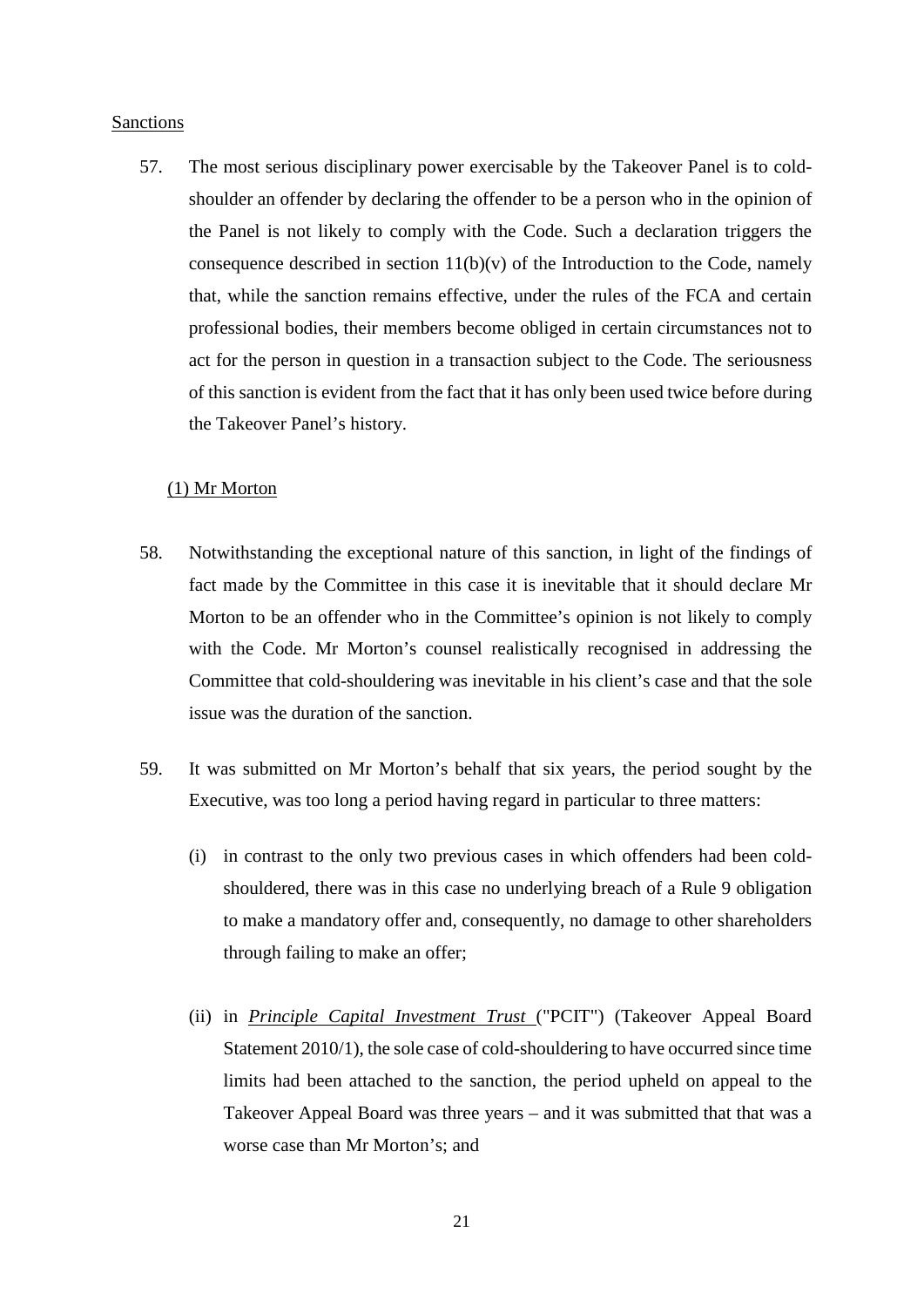<u>Sanctions</u>

57. The most serious disciplinary power exercisable by the Takeover Panel is to cold-shoulder an offender by declaring the offender to be a person who in the opinion of the Panel is not likely to comply with the Code. Such a declaration triggers the consequence described in section 11(b)(v) of the Introduction to the Code, namely that, while the sanction remains effective, under the rules of the FCA and certain professional bodies, their members become obliged in certain circumstances not to act for the person in question in a transaction subject to the Code. The seriousness of this sanction is evident from the fact that it has only been used twice before during the Takeover Panel's history.

<u>(1) Mr Morton</u>

58. Notwithstanding the exceptional nature of this sanction, in light of the findings of fact made by the Committee in this case it is inevitable that it should declare Mr Morton to be an offender who in the Committee's opinion is not likely to comply with the Code. Mr Morton's counsel realistically recognised in addressing the Committee that cold-shouldering was inevitable in his client's case and that the sole issue was the duration of the sanction.

59. It was submitted on Mr Morton's behalf that six years, the period sought by the Executive, was too long a period having regard in particular to three matters:

   (i) in contrast to the only two previous cases in which offenders had been cold-shouldered, there was in this case no underlying breach of a Rule 9 obligation to make a mandatory offer and, consequently, no damage to other shareholders through failing to make an offer;

   (ii) in <u>*Principle Capital Investment Trust*</u> ("PCIT") (Takeover Appeal Board Statement 2010/1), the sole case of cold-shouldering to have occurred since time limits had been attached to the sanction, the period upheld on appeal to the Takeover Appeal Board was three years – and it was submitted that that was a worse case than Mr Morton's; and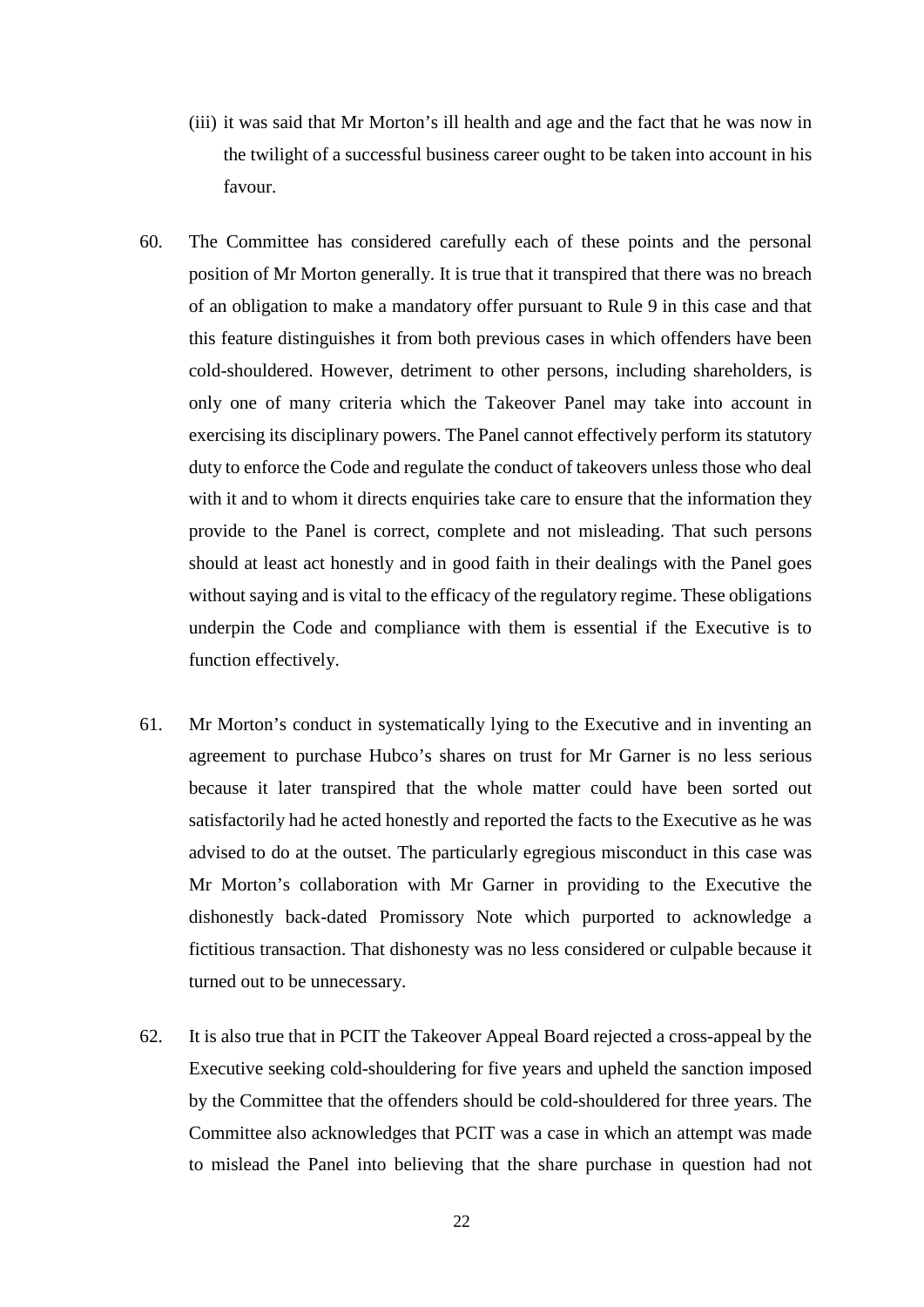(iii) it was said that Mr Morton's ill health and age and the fact that he was now in the twilight of a successful business career ought to be taken into account in his favour.

60. The Committee has considered carefully each of these points and the personal position of Mr Morton generally. It is true that it transpired that there was no breach of an obligation to make a mandatory offer pursuant to Rule 9 in this case and that this feature distinguishes it from both previous cases in which offenders have been cold-shouldered. However, detriment to other persons, including shareholders, is only one of many criteria which the Takeover Panel may take into account in exercising its disciplinary powers. The Panel cannot effectively perform its statutory duty to enforce the Code and regulate the conduct of takeovers unless those who deal with it and to whom it directs enquiries take care to ensure that the information they provide to the Panel is correct, complete and not misleading. That such persons should at least act honestly and in good faith in their dealings with the Panel goes without saying and is vital to the efficacy of the regulatory regime. These obligations underpin the Code and compliance with them is essential if the Executive is to function effectively.

61. Mr Morton's conduct in systematically lying to the Executive and in inventing an agreement to purchase Hubco's shares on trust for Mr Garner is no less serious because it later transpired that the whole matter could have been sorted out satisfactorily had he acted honestly and reported the facts to the Executive as he was advised to do at the outset. The particularly egregious misconduct in this case was Mr Morton's collaboration with Mr Garner in providing to the Executive the dishonestly back-dated Promissory Note which purported to acknowledge a fictitious transaction. That dishonesty was no less considered or culpable because it turned out to be unnecessary.

62. It is also true that in PCIT the Takeover Appeal Board rejected a cross-appeal by the Executive seeking cold-shouldering for five years and upheld the sanction imposed by the Committee that the offenders should be cold-shouldered for three years. The Committee also acknowledges that PCIT was a case in which an attempt was made to mislead the Panel into believing that the share purchase in question had not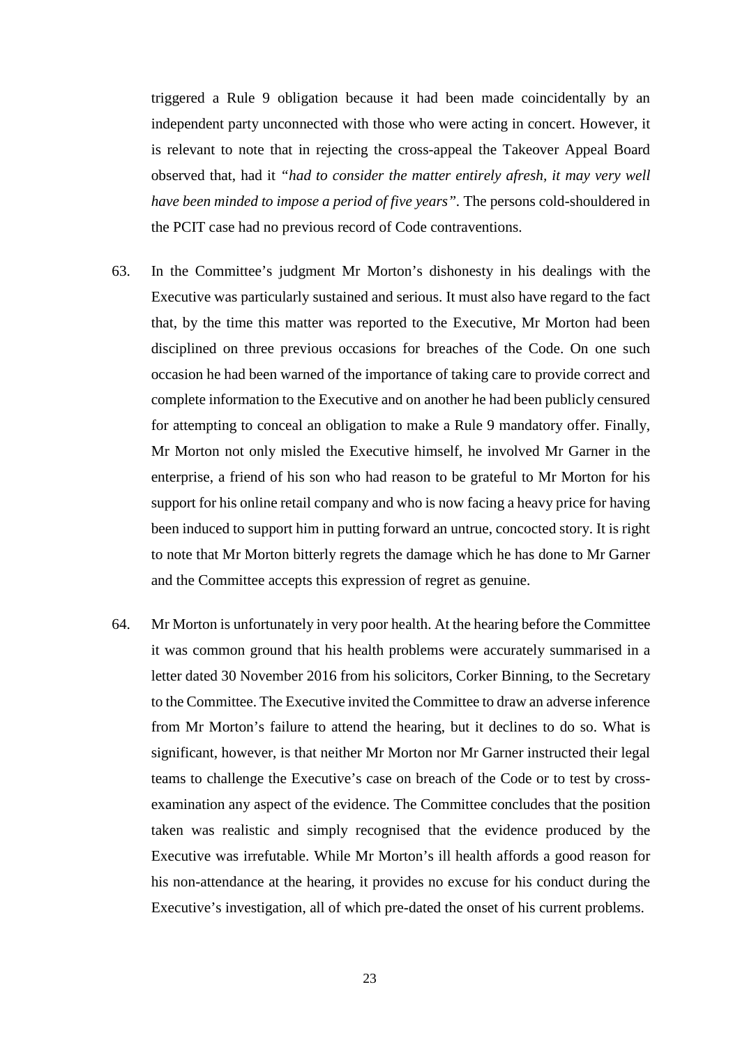triggered a Rule 9 obligation because it had been made coincidentally by an independent party unconnected with those who were acting in concert. However, it is relevant to note that in rejecting the cross-appeal the Takeover Appeal Board observed that, had it *"had to consider the matter entirely afresh, it may very well have been minded to impose a period of five years"*. The persons cold-shouldered in the PCIT case had no previous record of Code contraventions.

63. In the Committee's judgment Mr Morton's dishonesty in his dealings with the Executive was particularly sustained and serious. It must also have regard to the fact that, by the time this matter was reported to the Executive, Mr Morton had been disciplined on three previous occasions for breaches of the Code. On one such occasion he had been warned of the importance of taking care to provide correct and complete information to the Executive and on another he had been publicly censured for attempting to conceal an obligation to make a Rule 9 mandatory offer. Finally, Mr Morton not only misled the Executive himself, he involved Mr Garner in the enterprise, a friend of his son who had reason to be grateful to Mr Morton for his support for his online retail company and who is now facing a heavy price for having been induced to support him in putting forward an untrue, concocted story. It is right to note that Mr Morton bitterly regrets the damage which he has done to Mr Garner and the Committee accepts this expression of regret as genuine.

64. Mr Morton is unfortunately in very poor health. At the hearing before the Committee it was common ground that his health problems were accurately summarised in a letter dated 30 November 2016 from his solicitors, Corker Binning, to the Secretary to the Committee. The Executive invited the Committee to draw an adverse inference from Mr Morton's failure to attend the hearing, but it declines to do so. What is significant, however, is that neither Mr Morton nor Mr Garner instructed their legal teams to challenge the Executive's case on breach of the Code or to test by cross-examination any aspect of the evidence. The Committee concludes that the position taken was realistic and simply recognised that the evidence produced by the Executive was irrefutable. While Mr Morton's ill health affords a good reason for his non-attendance at the hearing, it provides no excuse for his conduct during the Executive's investigation, all of which pre-dated the onset of his current problems.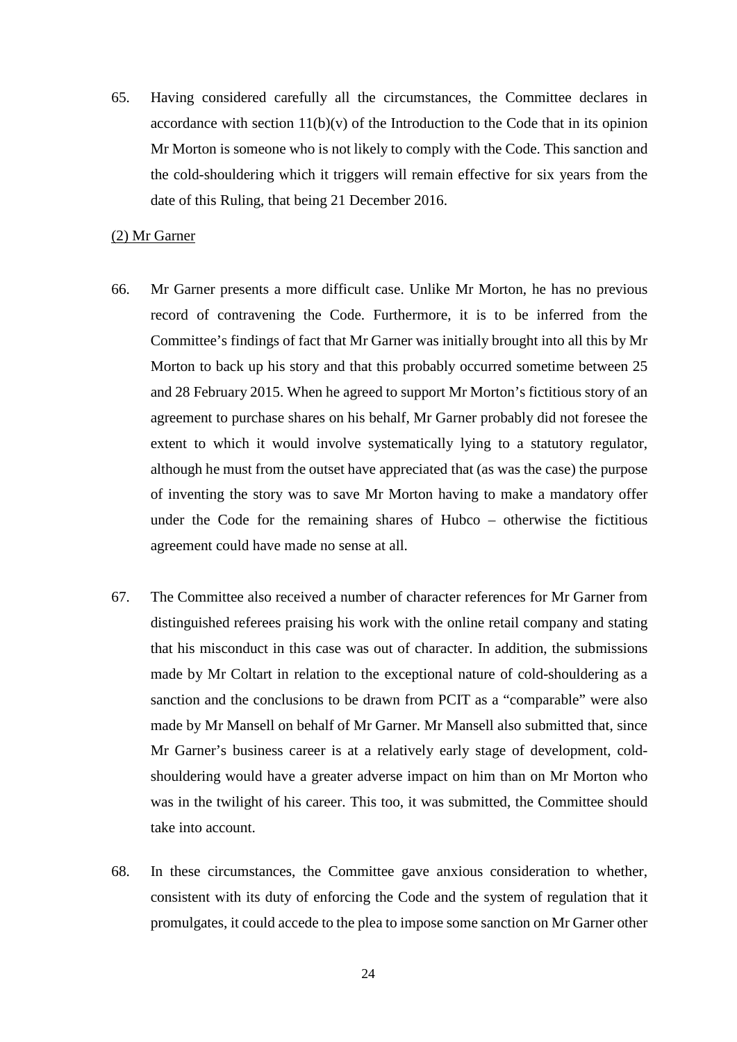65. Having considered carefully all the circumstances, the Committee declares in accordance with section 11(b)(v) of the Introduction to the Code that in its opinion Mr Morton is someone who is not likely to comply with the Code. This sanction and the cold-shouldering which it triggers will remain effective for six years from the date of this Ruling, that being 21 December 2016.

<u>(2) Mr Garner</u>

66. Mr Garner presents a more difficult case. Unlike Mr Morton, he has no previous record of contravening the Code. Furthermore, it is to be inferred from the Committee's findings of fact that Mr Garner was initially brought into all this by Mr Morton to back up his story and that this probably occurred sometime between 25 and 28 February 2015. When he agreed to support Mr Morton's fictitious story of an agreement to purchase shares on his behalf, Mr Garner probably did not foresee the extent to which it would involve systematically lying to a statutory regulator, although he must from the outset have appreciated that (as was the case) the purpose of inventing the story was to save Mr Morton having to make a mandatory offer under the Code for the remaining shares of Hubco – otherwise the fictitious agreement could have made no sense at all.

67. The Committee also received a number of character references for Mr Garner from distinguished referees praising his work with the online retail company and stating that his misconduct in this case was out of character. In addition, the submissions made by Mr Coltart in relation to the exceptional nature of cold-shouldering as a sanction and the conclusions to be drawn from PCIT as a "comparable" were also made by Mr Mansell on behalf of Mr Garner. Mr Mansell also submitted that, since Mr Garner's business career is at a relatively early stage of development, cold-shouldering would have a greater adverse impact on him than on Mr Morton who was in the twilight of his career. This too, it was submitted, the Committee should take into account.

68. In these circumstances, the Committee gave anxious consideration to whether, consistent with its duty of enforcing the Code and the system of regulation that it promulgates, it could accede to the plea to impose some sanction on Mr Garner other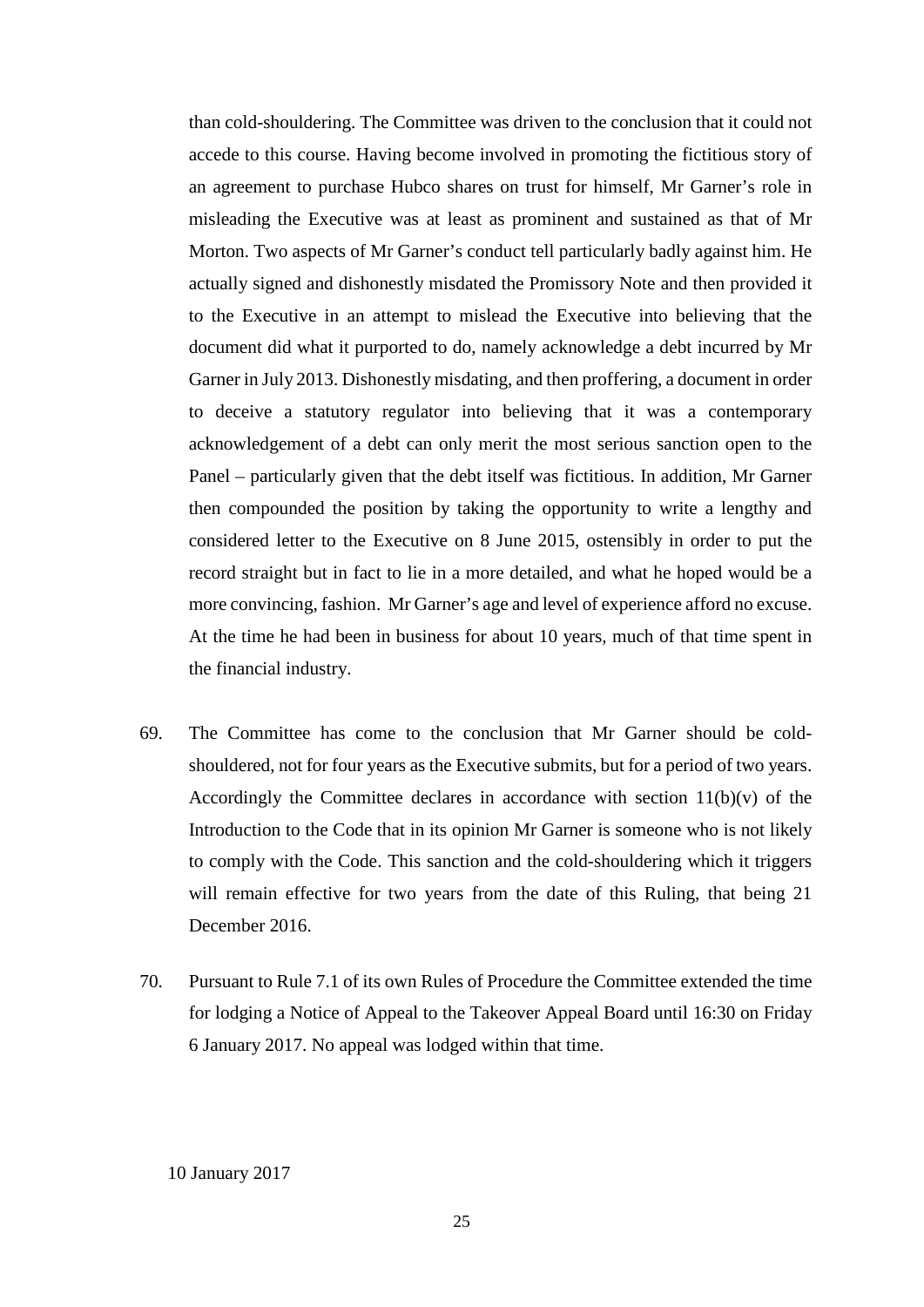than cold-shouldering. The Committee was driven to the conclusion that it could not accede to this course. Having become involved in promoting the fictitious story of an agreement to purchase Hubco shares on trust for himself, Mr Garner's role in misleading the Executive was at least as prominent and sustained as that of Mr Morton. Two aspects of Mr Garner's conduct tell particularly badly against him. He actually signed and dishonestly misdated the Promissory Note and then provided it to the Executive in an attempt to mislead the Executive into believing that the document did what it purported to do, namely acknowledge a debt incurred by Mr Garner in July 2013. Dishonestly misdating, and then proffering, a document in order to deceive a statutory regulator into believing that it was a contemporary acknowledgement of a debt can only merit the most serious sanction open to the Panel – particularly given that the debt itself was fictitious. In addition, Mr Garner then compounded the position by taking the opportunity to write a lengthy and considered letter to the Executive on 8 June 2015, ostensibly in order to put the record straight but in fact to lie in a more detailed, and what he hoped would be a more convincing, fashion. Mr Garner's age and level of experience afford no excuse. At the time he had been in business for about 10 years, much of that time spent in the financial industry.

69. The Committee has come to the conclusion that Mr Garner should be cold-shouldered, not for four years as the Executive submits, but for a period of two years. Accordingly the Committee declares in accordance with section 11(b)(v) of the Introduction to the Code that in its opinion Mr Garner is someone who is not likely to comply with the Code. This sanction and the cold-shouldering which it triggers will remain effective for two years from the date of this Ruling, that being 21 December 2016.

70. Pursuant to Rule 7.1 of its own Rules of Procedure the Committee extended the time for lodging a Notice of Appeal to the Takeover Appeal Board until 16:30 on Friday 6 January 2017. No appeal was lodged within that time.

10 January 2017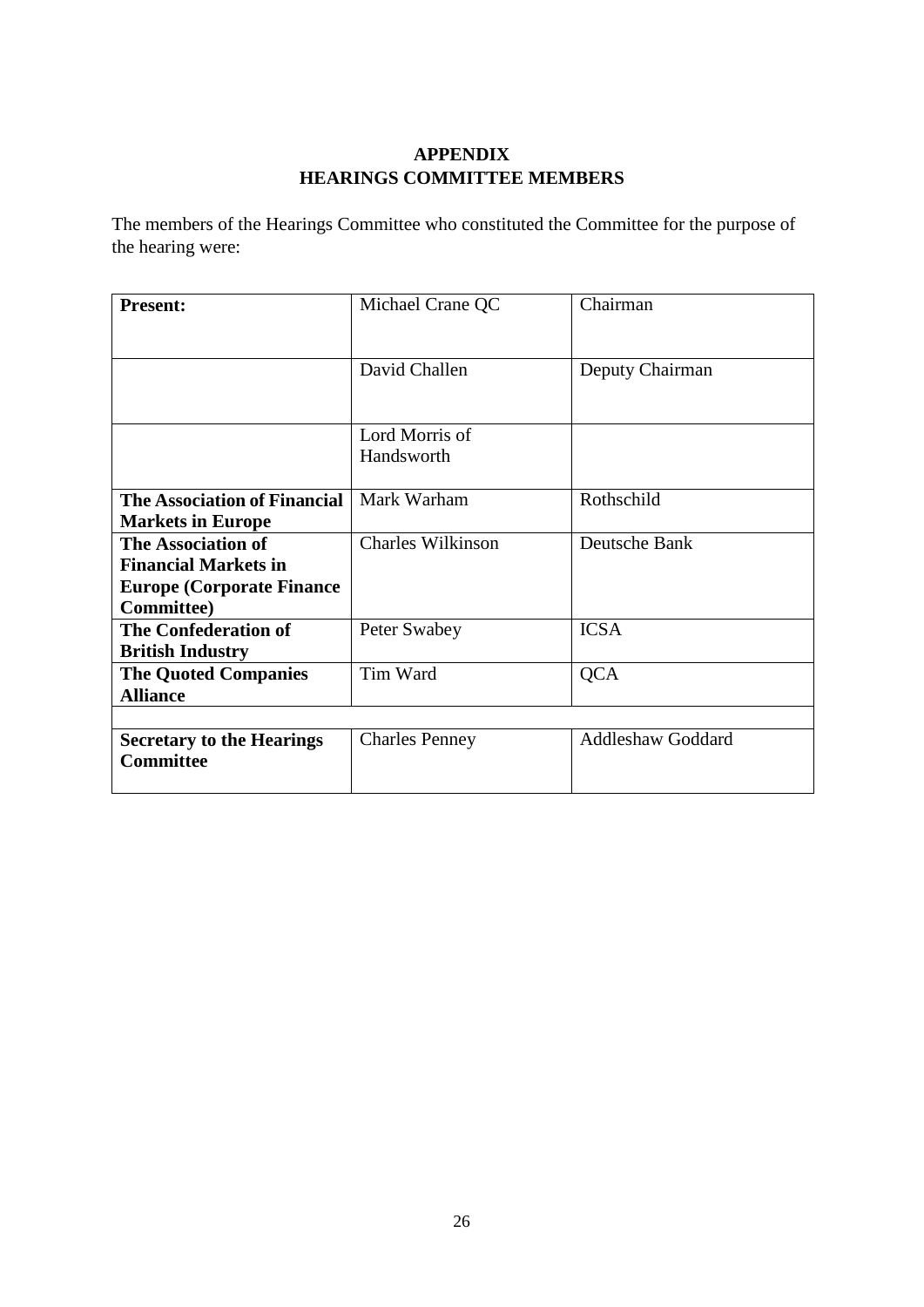## APPENDIX
## HEARINGS COMMITTEE MEMBERS

The members of the Hearings Committee who constituted the Committee for the purpose of the hearing were:

| | | |
|---|---|---|
| **Present:** | Michael Crane QC | Chairman |
| | David Challen | Deputy Chairman |
| | Lord Morris of Handsworth | |
| **The Association of Financial Markets in Europe** | Mark Warham | Rothschild |
| **The Association of Financial Markets in Europe (Corporate Finance Committee)** | Charles Wilkinson | Deutsche Bank |
| **The Confederation of British Industry** | Peter Swabey | ICSA |
| **The Quoted Companies Alliance** | Tim Ward | QCA |
| | | |
| **Secretary to the Hearings Committee** | Charles Penney | Addleshaw Goddard |